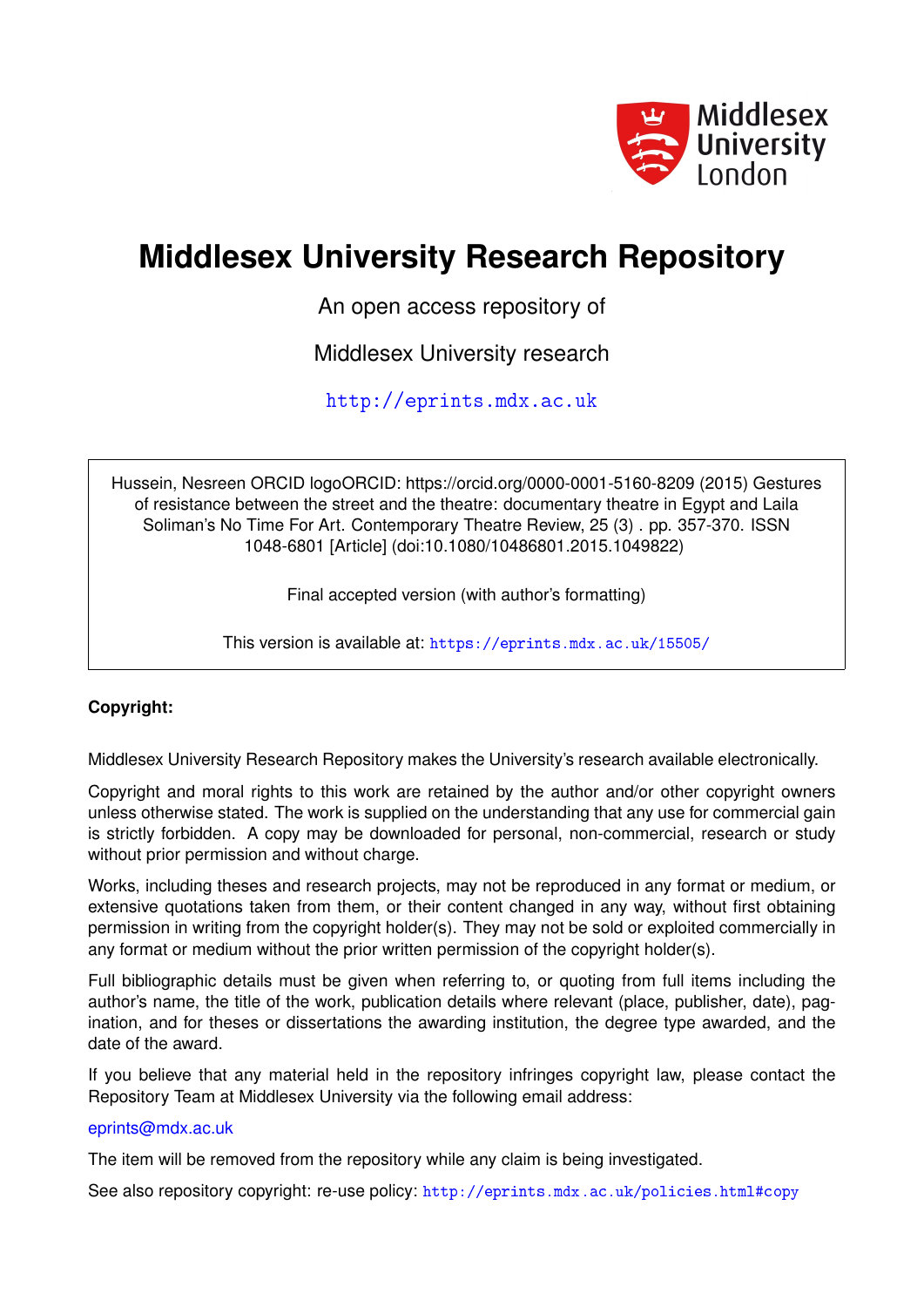Middlesex University London

# Middlesex University Research Repository

An open access repository of

Middlesex University research

http://eprints.mdx.ac.uk

Hussein, Nesreen ORCID logoORCID: https://orcid.org/0000-0001-5160-8209 (2015) Gestures of resistance between the street and the theatre: documentary theatre in Egypt and Laila Soliman's No Time For Art. Contemporary Theatre Review, 25 (3) . pp. 357-370. ISSN 1048-6801 [Article] (doi:10.1080/10486801.2015.1049822)

Final accepted version (with author's formatting)

This version is available at: https://eprints.mdx.ac.uk/15505/

**Copyright:**

Middlesex University Research Repository makes the University's research available electronically.

Copyright and moral rights to this work are retained by the author and/or other copyright owners unless otherwise stated. The work is supplied on the understanding that any use for commercial gain is strictly forbidden. A copy may be downloaded for personal, non-commercial, research or study without prior permission and without charge.

Works, including theses and research projects, may not be reproduced in any format or medium, or extensive quotations taken from them, or their content changed in any way, without first obtaining permission in writing from the copyright holder(s). They may not be sold or exploited commercially in any format or medium without the prior written permission of the copyright holder(s).

Full bibliographic details must be given when referring to, or quoting from full items including the author's name, the title of the work, publication details where relevant (place, publisher, date), pagination, and for theses or dissertations the awarding institution, the degree type awarded, and the date of the award.

If you believe that any material held in the repository infringes copyright law, please contact the Repository Team at Middlesex University via the following email address:

eprints@mdx.ac.uk

The item will be removed from the repository while any claim is being investigated.

See also repository copyright: re-use policy: http://eprints.mdx.ac.uk/policies.html#copy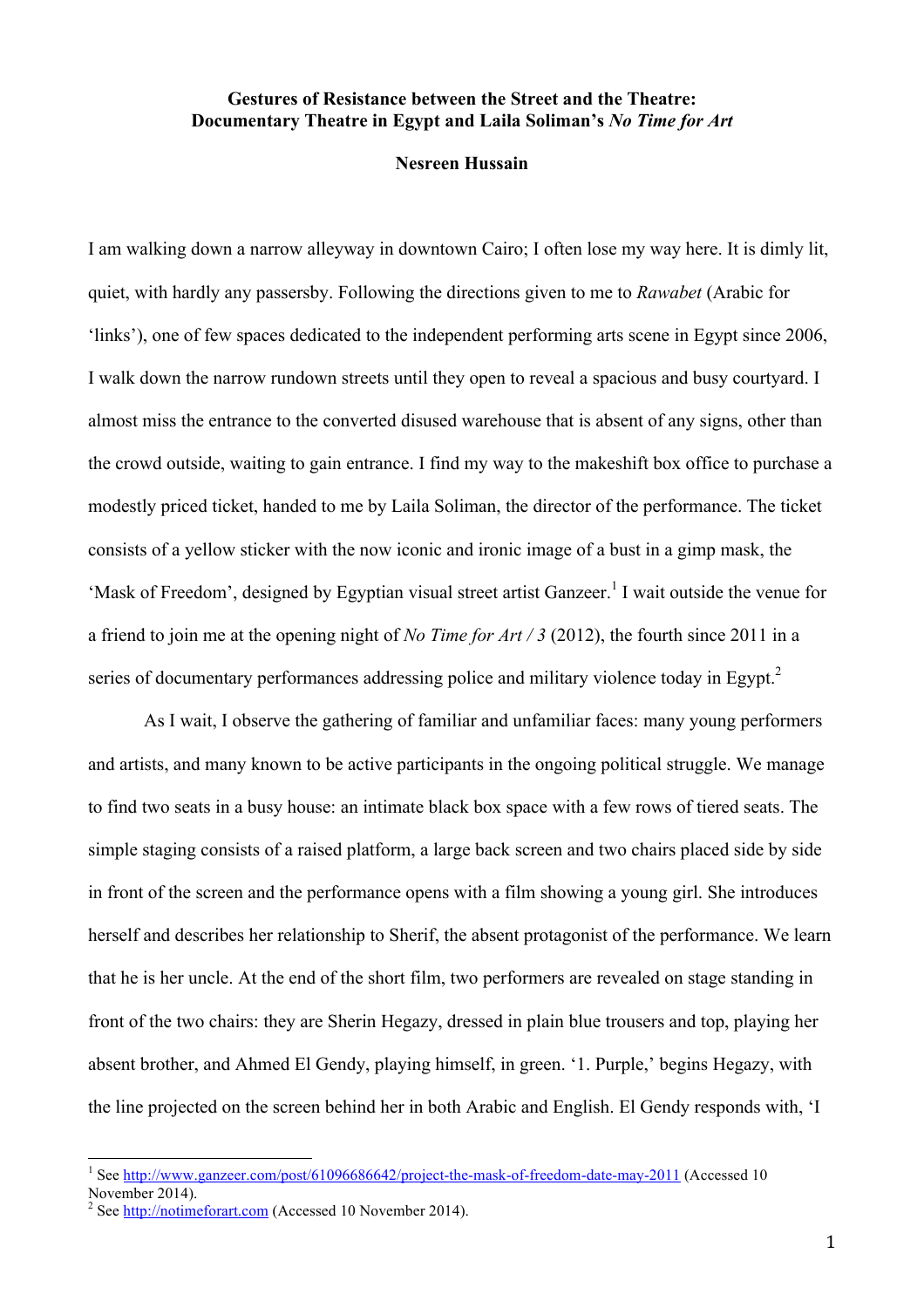**Gestures of Resistance between the Street and the Theatre:**
**Documentary Theatre in Egypt and Laila Soliman's *No Time for Art***

**Nesreen Hussain**

I am walking down a narrow alleyway in downtown Cairo; I often lose my way here. It is dimly lit, quiet, with hardly any passersby. Following the directions given to me to *Rawabet* (Arabic for 'links'), one of few spaces dedicated to the independent performing arts scene in Egypt since 2006, I walk down the narrow rundown streets until they open to reveal a spacious and busy courtyard. I almost miss the entrance to the converted disused warehouse that is absent of any signs, other than the crowd outside, waiting to gain entrance. I find my way to the makeshift box office to purchase a modestly priced ticket, handed to me by Laila Soliman, the director of the performance. The ticket consists of a yellow sticker with the now iconic and ironic image of a bust in a gimp mask, the 'Mask of Freedom', designed by Egyptian visual street artist Ganzeer.[1] I wait outside the venue for a friend to join me at the opening night of *No Time for Art / 3* (2012), the fourth since 2011 in a series of documentary performances addressing police and military violence today in Egypt.[2]

As I wait, I observe the gathering of familiar and unfamiliar faces: many young performers and artists, and many known to be active participants in the ongoing political struggle. We manage to find two seats in a busy house: an intimate black box space with a few rows of tiered seats. The simple staging consists of a raised platform, a large back screen and two chairs placed side by side in front of the screen and the performance opens with a film showing a young girl. She introduces herself and describes her relationship to Sherif, the absent protagonist of the performance. We learn that he is her uncle. At the end of the short film, two performers are revealed on stage standing in front of the two chairs: they are Sherin Hegazy, dressed in plain blue trousers and top, playing her absent brother, and Ahmed El Gendy, playing himself, in green. '1. Purple,' begins Hegazy, with the line projected on the screen behind her in both Arabic and English. El Gendy responds with, 'I

---

[1] See http://www.ganzeer.com/post/61096686642/project-the-mask-of-freedom-date-may-2011 (Accessed 10 November 2014).

[2] See http://notimeforart.com (Accessed 10 November 2014).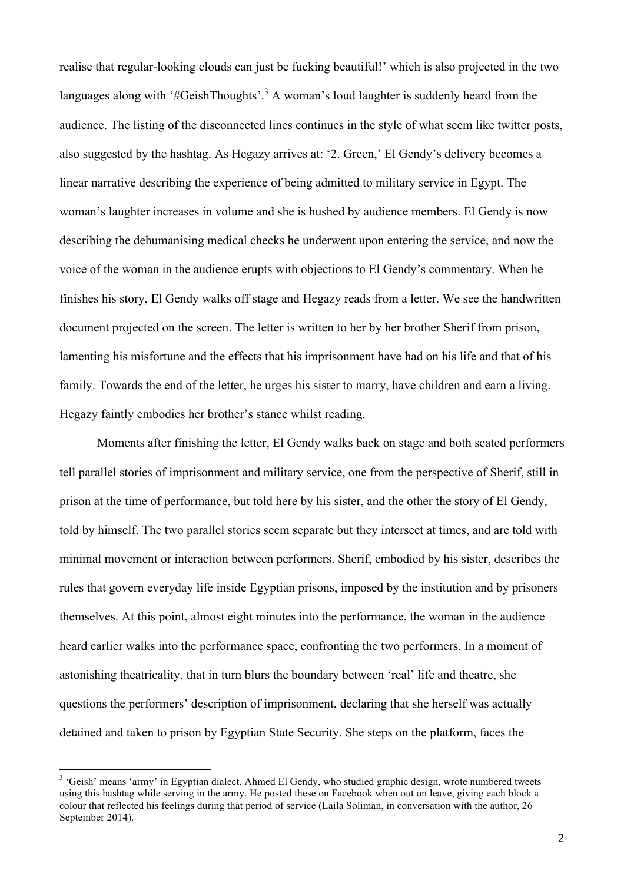realise that regular-looking clouds can just be fucking beautiful!' which is also projected in the two languages along with '#GeishThoughts'.[3] A woman's loud laughter is suddenly heard from the audience. The listing of the disconnected lines continues in the style of what seem like twitter posts, also suggested by the hashtag. As Hegazy arrives at: '2. Green,' El Gendy's delivery becomes a linear narrative describing the experience of being admitted to military service in Egypt. The woman's laughter increases in volume and she is hushed by audience members. El Gendy is now describing the dehumanising medical checks he underwent upon entering the service, and now the voice of the woman in the audience erupts with objections to El Gendy's commentary. When he finishes his story, El Gendy walks off stage and Hegazy reads from a letter. We see the handwritten document projected on the screen. The letter is written to her by her brother Sherif from prison, lamenting his misfortune and the effects that his imprisonment have had on his life and that of his family. Towards the end of the letter, he urges his sister to marry, have children and earn a living. Hegazy faintly embodies her brother's stance whilst reading.

Moments after finishing the letter, El Gendy walks back on stage and both seated performers tell parallel stories of imprisonment and military service, one from the perspective of Sherif, still in prison at the time of performance, but told here by his sister, and the other the story of El Gendy, told by himself. The two parallel stories seem separate but they intersect at times, and are told with minimal movement or interaction between performers. Sherif, embodied by his sister, describes the rules that govern everyday life inside Egyptian prisons, imposed by the institution and by prisoners themselves. At this point, almost eight minutes into the performance, the woman in the audience heard earlier walks into the performance space, confronting the two performers. In a moment of astonishing theatricality, that in turn blurs the boundary between 'real' life and theatre, she questions the performers' description of imprisonment, declaring that she herself was actually detained and taken to prison by Egyptian State Security. She steps on the platform, faces the

---

[3] 'Geish' means 'army' in Egyptian dialect. Ahmed El Gendy, who studied graphic design, wrote numbered tweets using this hashtag while serving in the army. He posted these on Facebook when out on leave, giving each block a colour that reflected his feelings during that period of service (Laila Soliman, in conversation with the author, 26 September 2014).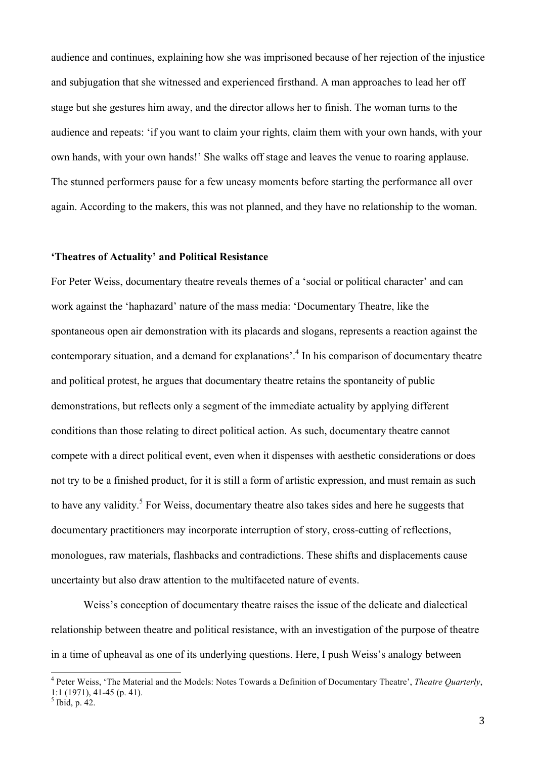audience and continues, explaining how she was imprisoned because of her rejection of the injustice and subjugation that she witnessed and experienced firsthand. A man approaches to lead her off stage but she gestures him away, and the director allows her to finish. The woman turns to the audience and repeats: 'if you want to claim your rights, claim them with your own hands, with your own hands, with your own hands!' She walks off stage and leaves the venue to roaring applause. The stunned performers pause for a few uneasy moments before starting the performance all over again. According to the makers, this was not planned, and they have no relationship to the woman.

**'Theatres of Actuality' and Political Resistance**

For Peter Weiss, documentary theatre reveals themes of a 'social or political character' and can work against the 'haphazard' nature of the mass media: 'Documentary Theatre, like the spontaneous open air demonstration with its placards and slogans, represents a reaction against the contemporary situation, and a demand for explanations'.[4] In his comparison of documentary theatre and political protest, he argues that documentary theatre retains the spontaneity of public demonstrations, but reflects only a segment of the immediate actuality by applying different conditions than those relating to direct political action. As such, documentary theatre cannot compete with a direct political event, even when it dispenses with aesthetic considerations or does not try to be a finished product, for it is still a form of artistic expression, and must remain as such to have any validity.[5] For Weiss, documentary theatre also takes sides and here he suggests that documentary practitioners may incorporate interruption of story, cross-cutting of reflections, monologues, raw materials, flashbacks and contradictions. These shifts and displacements cause uncertainty but also draw attention to the multifaceted nature of events.

Weiss's conception of documentary theatre raises the issue of the delicate and dialectical relationship between theatre and political resistance, with an investigation of the purpose of theatre in a time of upheaval as one of its underlying questions. Here, I push Weiss's analogy between

---

[4] Peter Weiss, 'The Material and the Models: Notes Towards a Definition of Documentary Theatre', *Theatre Quarterly*, 1:1 (1971), 41-45 (p. 41).

[5] Ibid, p. 42.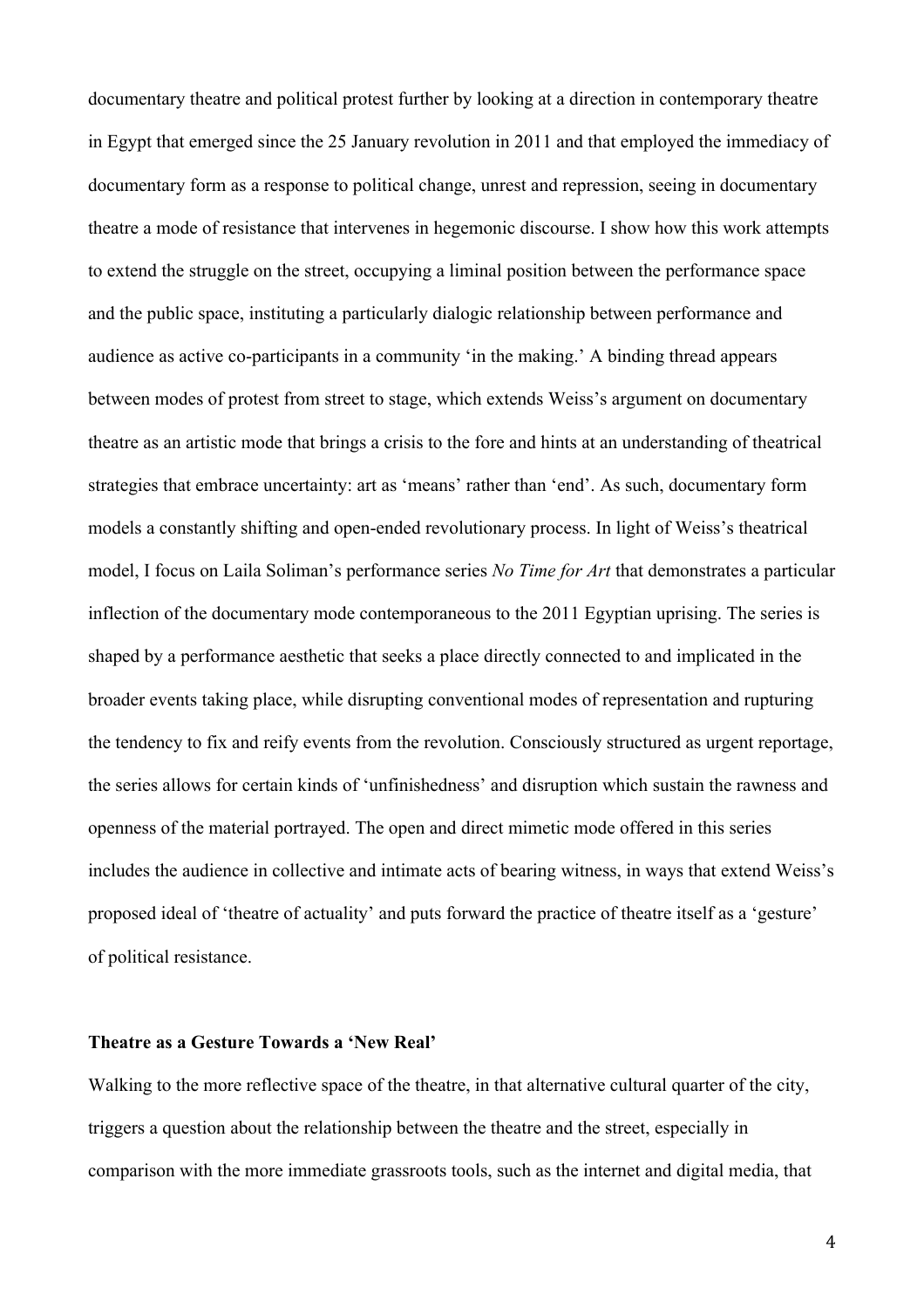documentary theatre and political protest further by looking at a direction in contemporary theatre in Egypt that emerged since the 25 January revolution in 2011 and that employed the immediacy of documentary form as a response to political change, unrest and repression, seeing in documentary theatre a mode of resistance that intervenes in hegemonic discourse. I show how this work attempts to extend the struggle on the street, occupying a liminal position between the performance space and the public space, instituting a particularly dialogic relationship between performance and audience as active co-participants in a community 'in the making.' A binding thread appears between modes of protest from street to stage, which extends Weiss's argument on documentary theatre as an artistic mode that brings a crisis to the fore and hints at an understanding of theatrical strategies that embrace uncertainty: art as 'means' rather than 'end'. As such, documentary form models a constantly shifting and open-ended revolutionary process. In light of Weiss's theatrical model, I focus on Laila Soliman's performance series *No Time for Art* that demonstrates a particular inflection of the documentary mode contemporaneous to the 2011 Egyptian uprising. The series is shaped by a performance aesthetic that seeks a place directly connected to and implicated in the broader events taking place, while disrupting conventional modes of representation and rupturing the tendency to fix and reify events from the revolution. Consciously structured as urgent reportage, the series allows for certain kinds of 'unfinishedness' and disruption which sustain the rawness and openness of the material portrayed. The open and direct mimetic mode offered in this series includes the audience in collective and intimate acts of bearing witness, in ways that extend Weiss's proposed ideal of 'theatre of actuality' and puts forward the practice of theatre itself as a 'gesture' of political resistance.

## Theatre as a Gesture Towards a 'New Real'

Walking to the more reflective space of the theatre, in that alternative cultural quarter of the city, triggers a question about the relationship between the theatre and the street, especially in comparison with the more immediate grassroots tools, such as the internet and digital media, that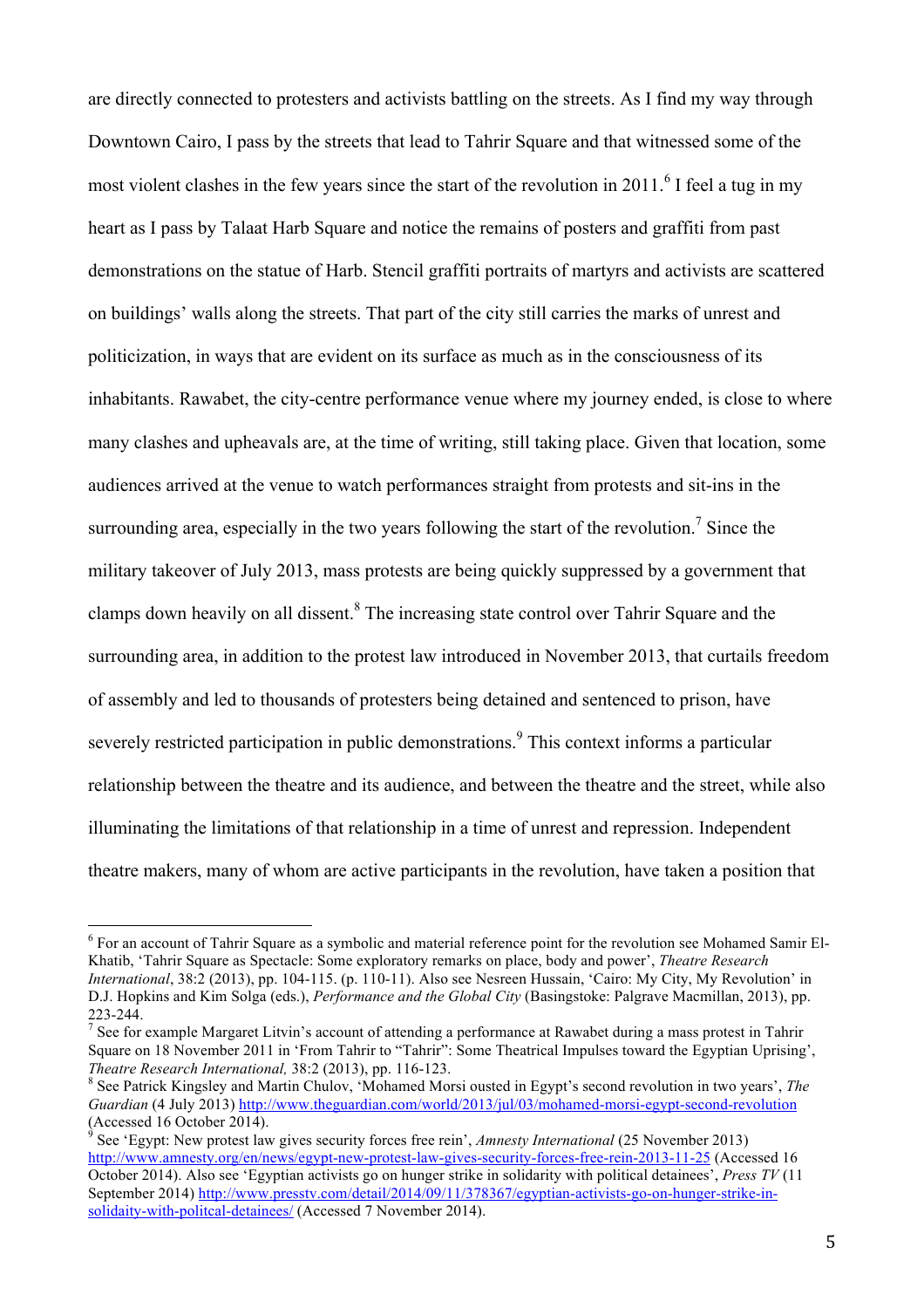are directly connected to protesters and activists battling on the streets. As I find my way through Downtown Cairo, I pass by the streets that lead to Tahrir Square and that witnessed some of the most violent clashes in the few years since the start of the revolution in 2011.[6] I feel a tug in my heart as I pass by Talaat Harb Square and notice the remains of posters and graffiti from past demonstrations on the statue of Harb. Stencil graffiti portraits of martyrs and activists are scattered on buildings' walls along the streets. That part of the city still carries the marks of unrest and politicization, in ways that are evident on its surface as much as in the consciousness of its inhabitants. Rawabet, the city-centre performance venue where my journey ended, is close to where many clashes and upheavals are, at the time of writing, still taking place. Given that location, some audiences arrived at the venue to watch performances straight from protests and sit-ins in the surrounding area, especially in the two years following the start of the revolution.[7] Since the military takeover of July 2013, mass protests are being quickly suppressed by a government that clamps down heavily on all dissent.[8] The increasing state control over Tahrir Square and the surrounding area, in addition to the protest law introduced in November 2013, that curtails freedom of assembly and led to thousands of protesters being detained and sentenced to prison, have severely restricted participation in public demonstrations.[9] This context informs a particular relationship between the theatre and its audience, and between the theatre and the street, while also illuminating the limitations of that relationship in a time of unrest and repression. Independent theatre makers, many of whom are active participants in the revolution, have taken a position that

---

[6] For an account of Tahrir Square as a symbolic and material reference point for the revolution see Mohamed Samir El-Khatib, 'Tahrir Square as Spectacle: Some exploratory remarks on place, body and power', *Theatre Research International*, 38:2 (2013), pp. 104-115. (p. 110-11). Also see Nesreen Hussain, 'Cairo: My City, My Revolution' in D.J. Hopkins and Kim Solga (eds.), *Performance and the Global City* (Basingstoke: Palgrave Macmillan, 2013), pp. 223-244.

[7] See for example Margaret Litvin's account of attending a performance at Rawabet during a mass protest in Tahrir Square on 18 November 2011 in 'From Tahrir to "Tahrir": Some Theatrical Impulses toward the Egyptian Uprising', *Theatre Research International,* 38:2 (2013), pp. 116-123.

[8] See Patrick Kingsley and Martin Chulov, 'Mohamed Morsi ousted in Egypt's second revolution in two years', *The Guardian* (4 July 2013) http://www.theguardian.com/world/2013/jul/03/mohamed-morsi-egypt-second-revolution (Accessed 16 October 2014).

[9] See 'Egypt: New protest law gives security forces free rein', *Amnesty International* (25 November 2013) http://www.amnesty.org/en/news/egypt-new-protest-law-gives-security-forces-free-rein-2013-11-25 (Accessed 16 October 2014). Also see 'Egyptian activists go on hunger strike in solidarity with political detainees', *Press TV* (11 September 2014) http://www.presstv.com/detail/2014/09/11/378367/egyptian-activists-go-on-hunger-strike-in-solidaity-with-politcal-detainees/ (Accessed 7 November 2014).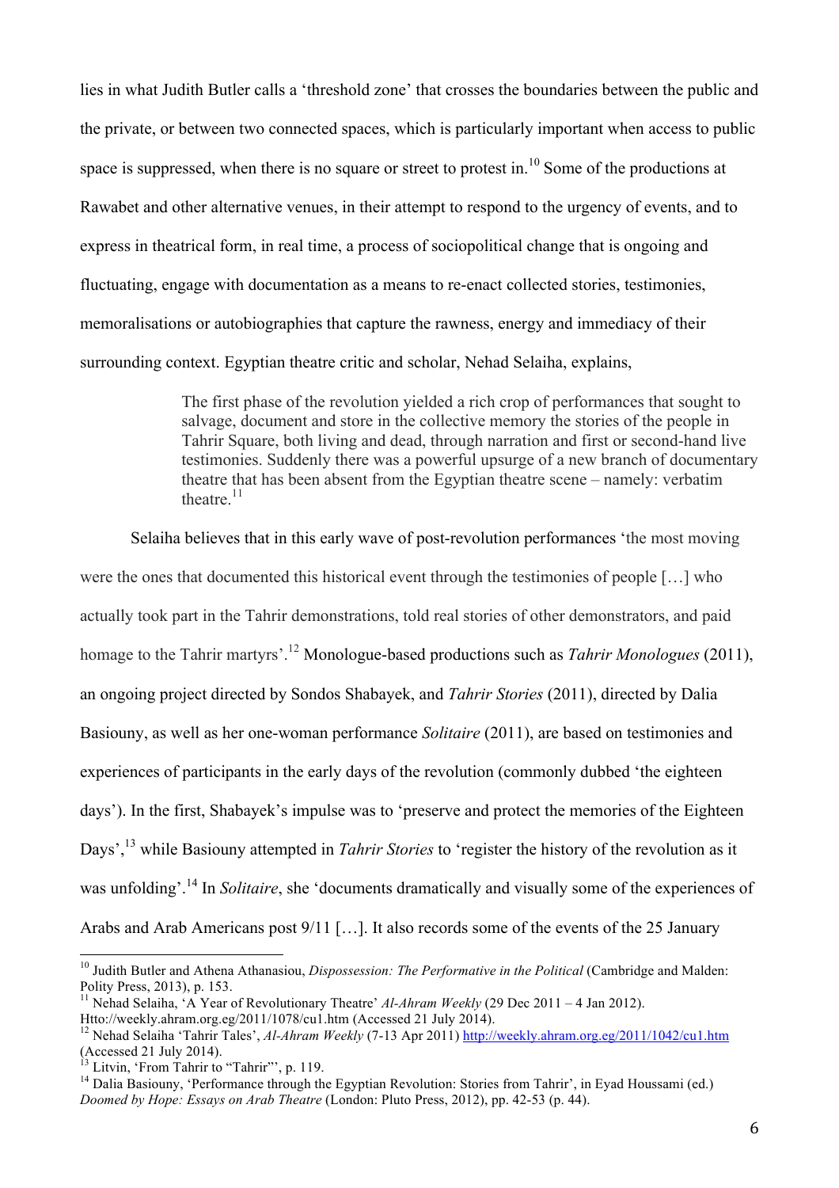lies in what Judith Butler calls a 'threshold zone' that crosses the boundaries between the public and the private, or between two connected spaces, which is particularly important when access to public space is suppressed, when there is no square or street to protest in.[10] Some of the productions at Rawabet and other alternative venues, in their attempt to respond to the urgency of events, and to express in theatrical form, in real time, a process of sociopolitical change that is ongoing and fluctuating, engage with documentation as a means to re-enact collected stories, testimonies, memoralisations or autobiographies that capture the rawness, energy and immediacy of their surrounding context. Egyptian theatre critic and scholar, Nehad Selaiha, explains,

> The first phase of the revolution yielded a rich crop of performances that sought to salvage, document and store in the collective memory the stories of the people in Tahrir Square, both living and dead, through narration and first or second-hand live testimonies. Suddenly there was a powerful upsurge of a new branch of documentary theatre that has been absent from the Egyptian theatre scene – namely: verbatim theatre.[11]

Selaiha believes that in this early wave of post-revolution performances 'the most moving were the ones that documented this historical event through the testimonies of people […] who actually took part in the Tahrir demonstrations, told real stories of other demonstrators, and paid homage to the Tahrir martyrs'.[12] Monologue-based productions such as *Tahrir Monologues* (2011), an ongoing project directed by Sondos Shabayek, and *Tahrir Stories* (2011), directed by Dalia Basiouny, as well as her one-woman performance *Solitaire* (2011), are based on testimonies and experiences of participants in the early days of the revolution (commonly dubbed 'the eighteen days'). In the first, Shabayek's impulse was to 'preserve and protect the memories of the Eighteen Days',[13] while Basiouny attempted in *Tahrir Stories* to 'register the history of the revolution as it was unfolding'.[14] In *Solitaire*, she 'documents dramatically and visually some of the experiences of Arabs and Arab Americans post 9/11 […]. It also records some of the events of the 25 January

---

[10] Judith Butler and Athena Athanasiou, *Dispossession: The Performative in the Political* (Cambridge and Malden: Polity Press, 2013), p. 153.

[11] Nehad Selaiha, 'A Year of Revolutionary Theatre' *Al-Ahram Weekly* (29 Dec 2011 – 4 Jan 2012). Htto://weekly.ahram.org.eg/2011/1078/cu1.htm (Accessed 21 July 2014).

[12] Nehad Selaiha 'Tahrir Tales', *Al-Ahram Weekly* (7-13 Apr 2011) http://weekly.ahram.org.eg/2011/1042/cu1.htm (Accessed 21 July 2014).

[13] Litvin, 'From Tahrir to "Tahrir"', p. 119.

[14] Dalia Basiouny, 'Performance through the Egyptian Revolution: Stories from Tahrir', in Eyad Houssami (ed.) *Doomed by Hope: Essays on Arab Theatre* (London: Pluto Press, 2012), pp. 42-53 (p. 44).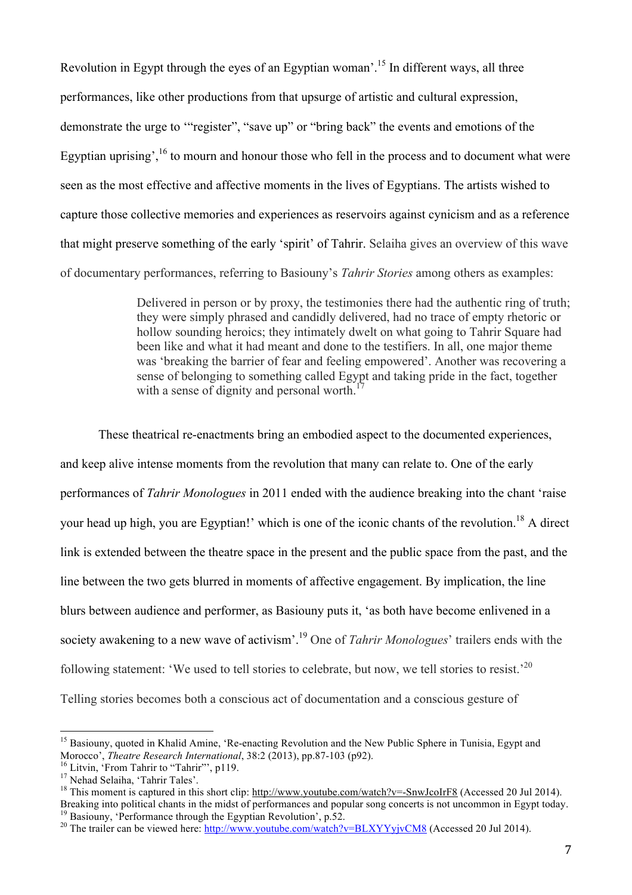Revolution in Egypt through the eyes of an Egyptian woman'.[15] In different ways, all three performances, like other productions from that upsurge of artistic and cultural expression, demonstrate the urge to '"register", "save up" or "bring back" the events and emotions of the Egyptian uprising',[16] to mourn and honour those who fell in the process and to document what were seen as the most effective and affective moments in the lives of Egyptians. The artists wished to capture those collective memories and experiences as reservoirs against cynicism and as a reference that might preserve something of the early 'spirit' of Tahrir. Selaiha gives an overview of this wave of documentary performances, referring to Basiouny's *Tahrir Stories* among others as examples:

> Delivered in person or by proxy, the testimonies there had the authentic ring of truth; they were simply phrased and candidly delivered, had no trace of empty rhetoric or hollow sounding heroics; they intimately dwelt on what going to Tahrir Square had been like and what it had meant and done to the testifiers. In all, one major theme was 'breaking the barrier of fear and feeling empowered'. Another was recovering a sense of belonging to something called Egypt and taking pride in the fact, together with a sense of dignity and personal worth.[17]

These theatrical re-enactments bring an embodied aspect to the documented experiences, and keep alive intense moments from the revolution that many can relate to. One of the early performances of *Tahrir Monologues* in 2011 ended with the audience breaking into the chant 'raise your head up high, you are Egyptian!' which is one of the iconic chants of the revolution.[18] A direct link is extended between the theatre space in the present and the public space from the past, and the line between the two gets blurred in moments of affective engagement. By implication, the line blurs between audience and performer, as Basiouny puts it, 'as both have become enlivened in a society awakening to a new wave of activism'.[19] One of *Tahrir Monologues*' trailers ends with the following statement: 'We used to tell stories to celebrate, but now, we tell stories to resist.'[20] Telling stories becomes both a conscious act of documentation and a conscious gesture of

---

[15] Basiouny, quoted in Khalid Amine, 'Re-enacting Revolution and the New Public Sphere in Tunisia, Egypt and Morocco', *Theatre Research International*, 38:2 (2013), pp.87-103 (p92).
[16] Litvin, 'From Tahrir to "Tahrir"', p119.
[17] Nehad Selaiha, 'Tahrir Tales'.
[18] This moment is captured in this short clip: http://www.youtube.com/watch?v=-SnwJcoIrF8 (Accessed 20 Jul 2014). Breaking into political chants in the midst of performances and popular song concerts is not uncommon in Egypt today.
[19] Basiouny, 'Performance through the Egyptian Revolution', p.52.
[20] The trailer can be viewed here: http://www.youtube.com/watch?v=BLXYYyjvCM8 (Accessed 20 Jul 2014).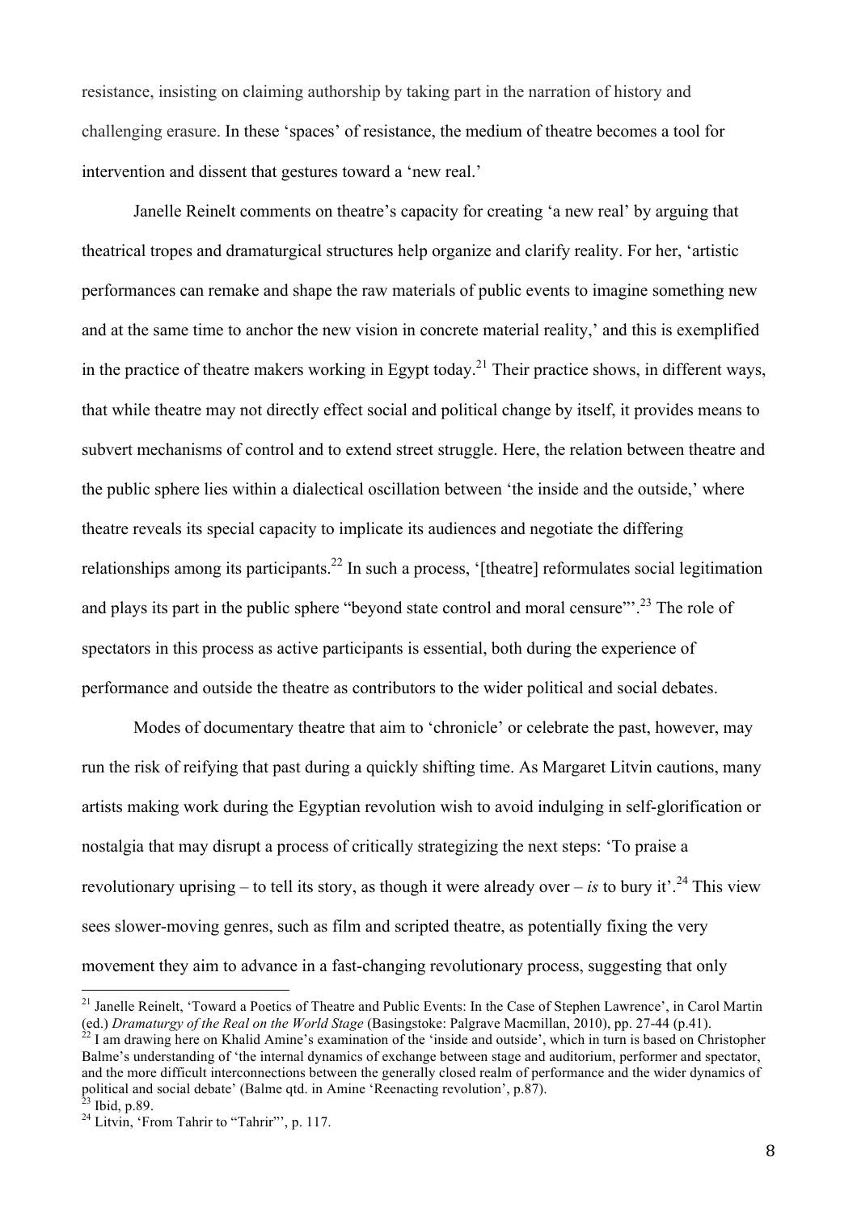resistance, insisting on claiming authorship by taking part in the narration of history and challenging erasure. In these 'spaces' of resistance, the medium of theatre becomes a tool for intervention and dissent that gestures toward a 'new real.'

Janelle Reinelt comments on theatre's capacity for creating 'a new real' by arguing that theatrical tropes and dramaturgical structures help organize and clarify reality. For her, 'artistic performances can remake and shape the raw materials of public events to imagine something new and at the same time to anchor the new vision in concrete material reality,' and this is exemplified in the practice of theatre makers working in Egypt today.[21] Their practice shows, in different ways, that while theatre may not directly effect social and political change by itself, it provides means to subvert mechanisms of control and to extend street struggle. Here, the relation between theatre and the public sphere lies within a dialectical oscillation between 'the inside and the outside,' where theatre reveals its special capacity to implicate its audiences and negotiate the differing relationships among its participants.[22] In such a process, '[theatre] reformulates social legitimation and plays its part in the public sphere "beyond state control and moral censure"'.[23] The role of spectators in this process as active participants is essential, both during the experience of performance and outside the theatre as contributors to the wider political and social debates.

Modes of documentary theatre that aim to 'chronicle' or celebrate the past, however, may run the risk of reifying that past during a quickly shifting time. As Margaret Litvin cautions, many artists making work during the Egyptian revolution wish to avoid indulging in self-glorification or nostalgia that may disrupt a process of critically strategizing the next steps: 'To praise a revolutionary uprising – to tell its story, as though it were already over – *is* to bury it'.[24] This view sees slower-moving genres, such as film and scripted theatre, as potentially fixing the very movement they aim to advance in a fast-changing revolutionary process, suggesting that only

---

[21] Janelle Reinelt, 'Toward a Poetics of Theatre and Public Events: In the Case of Stephen Lawrence', in Carol Martin (ed.) *Dramaturgy of the Real on the World Stage* (Basingstoke: Palgrave Macmillan, 2010), pp. 27-44 (p.41).

[22] I am drawing here on Khalid Amine's examination of the 'inside and outside', which in turn is based on Christopher Balme's understanding of 'the internal dynamics of exchange between stage and auditorium, performer and spectator, and the more difficult interconnections between the generally closed realm of performance and the wider dynamics of political and social debate' (Balme qtd. in Amine 'Reenacting revolution', p.87).

[23] Ibid, p.89.

[24] Litvin, 'From Tahrir to "Tahrir"', p. 117.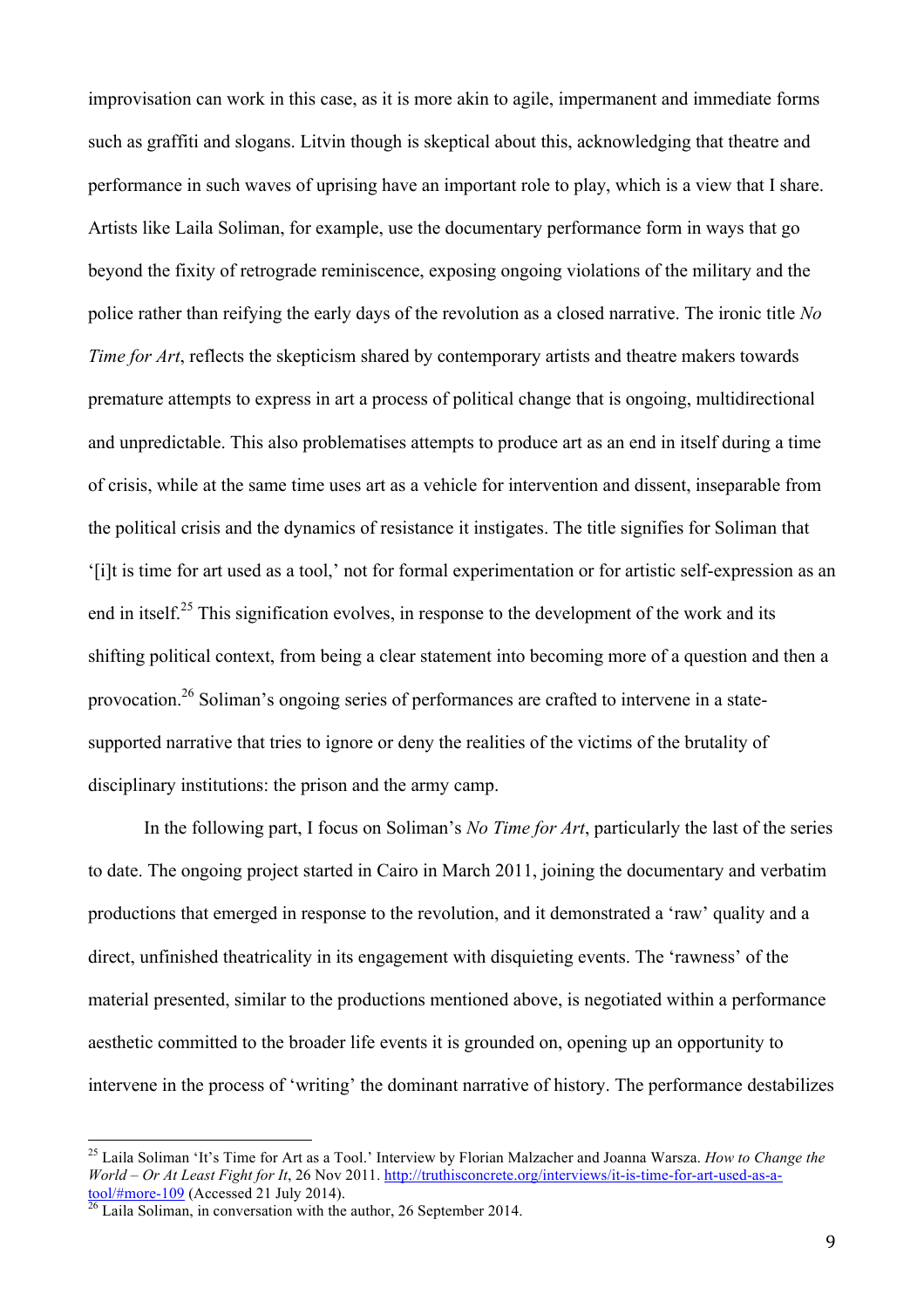improvisation can work in this case, as it is more akin to agile, impermanent and immediate forms such as graffiti and slogans. Litvin though is skeptical about this, acknowledging that theatre and performance in such waves of uprising have an important role to play, which is a view that I share. Artists like Laila Soliman, for example, use the documentary performance form in ways that go beyond the fixity of retrograde reminiscence, exposing ongoing violations of the military and the police rather than reifying the early days of the revolution as a closed narrative. The ironic title *No Time for Art*, reflects the skepticism shared by contemporary artists and theatre makers towards premature attempts to express in art a process of political change that is ongoing, multidirectional and unpredictable. This also problematises attempts to produce art as an end in itself during a time of crisis, while at the same time uses art as a vehicle for intervention and dissent, inseparable from the political crisis and the dynamics of resistance it instigates. The title signifies for Soliman that '[i]t is time for art used as a tool,' not for formal experimentation or for artistic self-expression as an end in itself.[25] This signification evolves, in response to the development of the work and its shifting political context, from being a clear statement into becoming more of a question and then a provocation.[26] Soliman's ongoing series of performances are crafted to intervene in a state-supported narrative that tries to ignore or deny the realities of the victims of the brutality of disciplinary institutions: the prison and the army camp.

In the following part, I focus on Soliman's *No Time for Art*, particularly the last of the series to date. The ongoing project started in Cairo in March 2011, joining the documentary and verbatim productions that emerged in response to the revolution, and it demonstrated a 'raw' quality and a direct, unfinished theatricality in its engagement with disquieting events. The 'rawness' of the material presented, similar to the productions mentioned above, is negotiated within a performance aesthetic committed to the broader life events it is grounded on, opening up an opportunity to intervene in the process of 'writing' the dominant narrative of history. The performance destabilizes

---

[25] Laila Soliman 'It's Time for Art as a Tool.' Interview by Florian Malzacher and Joanna Warsza. *How to Change the World – Or At Least Fight for It*, 26 Nov 2011. http://truthisconcrete.org/interviews/it-is-time-for-art-used-as-a-tool/#more-109 (Accessed 21 July 2014).

[26] Laila Soliman, in conversation with the author, 26 September 2014.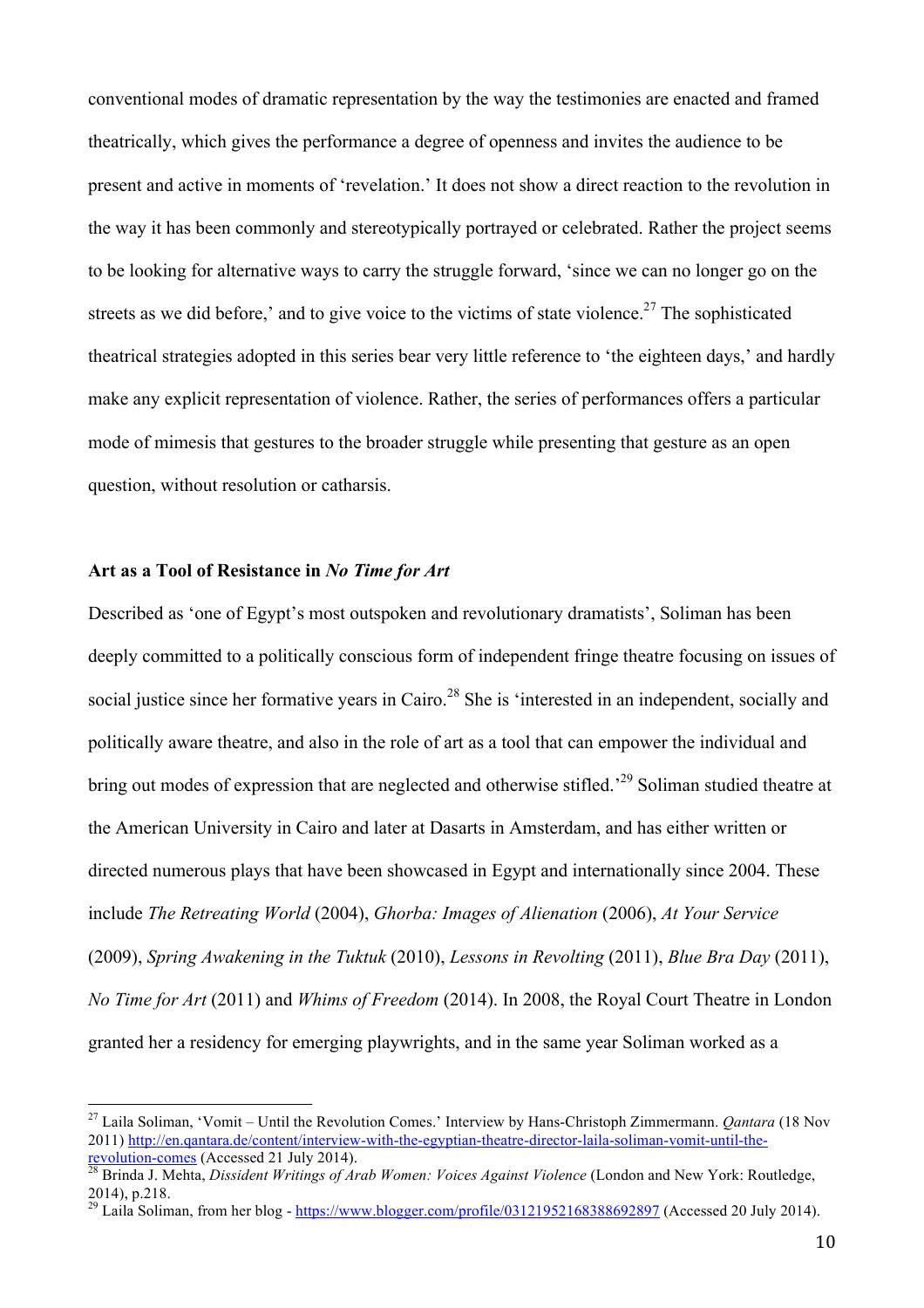conventional modes of dramatic representation by the way the testimonies are enacted and framed theatrically, which gives the performance a degree of openness and invites the audience to be present and active in moments of 'revelation.' It does not show a direct reaction to the revolution in the way it has been commonly and stereotypically portrayed or celebrated. Rather the project seems to be looking for alternative ways to carry the struggle forward, 'since we can no longer go on the streets as we did before,' and to give voice to the victims of state violence.[27] The sophisticated theatrical strategies adopted in this series bear very little reference to 'the eighteen days,' and hardly make any explicit representation of violence. Rather, the series of performances offers a particular mode of mimesis that gestures to the broader struggle while presenting that gesture as an open question, without resolution or catharsis.

### Art as a Tool of Resistance in *No Time for Art*

Described as 'one of Egypt's most outspoken and revolutionary dramatists', Soliman has been deeply committed to a politically conscious form of independent fringe theatre focusing on issues of social justice since her formative years in Cairo.[28] She is 'interested in an independent, socially and politically aware theatre, and also in the role of art as a tool that can empower the individual and bring out modes of expression that are neglected and otherwise stifled.'[29] Soliman studied theatre at the American University in Cairo and later at Dasarts in Amsterdam, and has either written or directed numerous plays that have been showcased in Egypt and internationally since 2004. These include *The Retreating World* (2004), *Ghorba: Images of Alienation* (2006), *At Your Service* (2009), *Spring Awakening in the Tuktuk* (2010), *Lessons in Revolting* (2011), *Blue Bra Day* (2011), *No Time for Art* (2011) and *Whims of Freedom* (2014). In 2008, the Royal Court Theatre in London granted her a residency for emerging playwrights, and in the same year Soliman worked as a

---

[27] Laila Soliman, 'Vomit – Until the Revolution Comes.' Interview by Hans-Christoph Zimmermann. *Qantara* (18 Nov 2011) http://en.qantara.de/content/interview-with-the-egyptian-theatre-director-laila-soliman-vomit-until-the-revolution-comes (Accessed 21 July 2014).

[28] Brinda J. Mehta, *Dissident Writings of Arab Women: Voices Against Violence* (London and New York: Routledge, 2014), p.218.

[29] Laila Soliman, from her blog - https://www.blogger.com/profile/03121952168388692897 (Accessed 20 July 2014).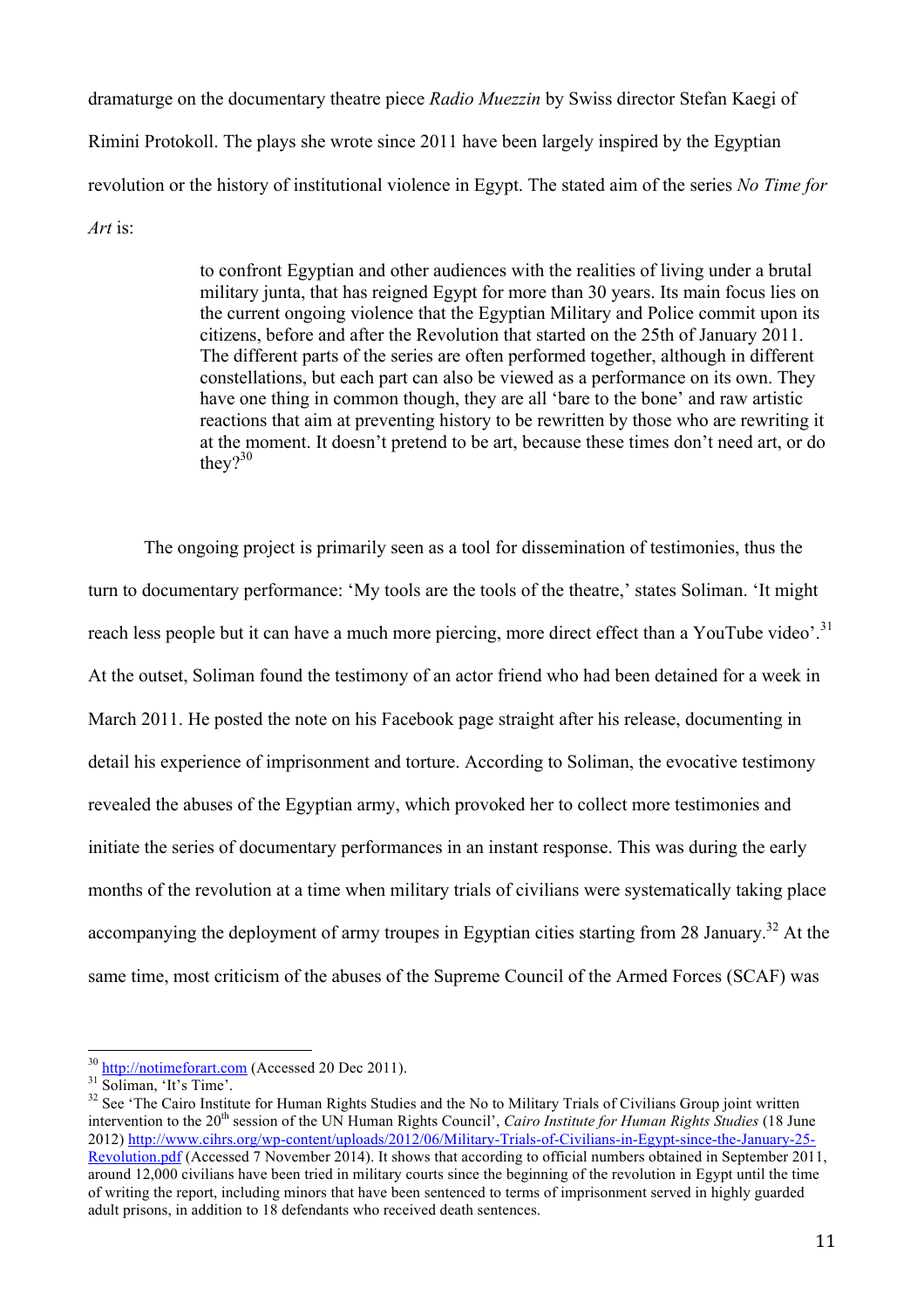dramaturge on the documentary theatre piece *Radio Muezzin* by Swiss director Stefan Kaegi of Rimini Protokoll. The plays she wrote since 2011 have been largely inspired by the Egyptian revolution or the history of institutional violence in Egypt. The stated aim of the series *No Time for Art* is:

> to confront Egyptian and other audiences with the realities of living under a brutal military junta, that has reigned Egypt for more than 30 years. Its main focus lies on the current ongoing violence that the Egyptian Military and Police commit upon its citizens, before and after the Revolution that started on the 25th of January 2011. The different parts of the series are often performed together, although in different constellations, but each part can also be viewed as a performance on its own. They have one thing in common though, they are all 'bare to the bone' and raw artistic reactions that aim at preventing history to be rewritten by those who are rewriting it at the moment. It doesn't pretend to be art, because these times don't need art, or do they?[30]

The ongoing project is primarily seen as a tool for dissemination of testimonies, thus the turn to documentary performance: 'My tools are the tools of the theatre,' states Soliman. 'It might reach less people but it can have a much more piercing, more direct effect than a YouTube video'.[31] At the outset, Soliman found the testimony of an actor friend who had been detained for a week in March 2011. He posted the note on his Facebook page straight after his release, documenting in detail his experience of imprisonment and torture. According to Soliman, the evocative testimony revealed the abuses of the Egyptian army, which provoked her to collect more testimonies and initiate the series of documentary performances in an instant response. This was during the early months of the revolution at a time when military trials of civilians were systematically taking place accompanying the deployment of army troupes in Egyptian cities starting from 28 January.[32] At the same time, most criticism of the abuses of the Supreme Council of the Armed Forces (SCAF) was

---

[30] http://notimeforart.com (Accessed 20 Dec 2011).

[31] Soliman, 'It's Time'.

[32] See 'The Cairo Institute for Human Rights Studies and the No to Military Trials of Civilians Group joint written intervention to the 20th session of the UN Human Rights Council', *Cairo Institute for Human Rights Studies* (18 June 2012) http://www.cihrs.org/wp-content/uploads/2012/06/Military-Trials-of-Civilians-in-Egypt-since-the-January-25-Revolution.pdf (Accessed 7 November 2014). It shows that according to official numbers obtained in September 2011, around 12,000 civilians have been tried in military courts since the beginning of the revolution in Egypt until the time of writing the report, including minors that have been sentenced to terms of imprisonment served in highly guarded adult prisons, in addition to 18 defendants who received death sentences.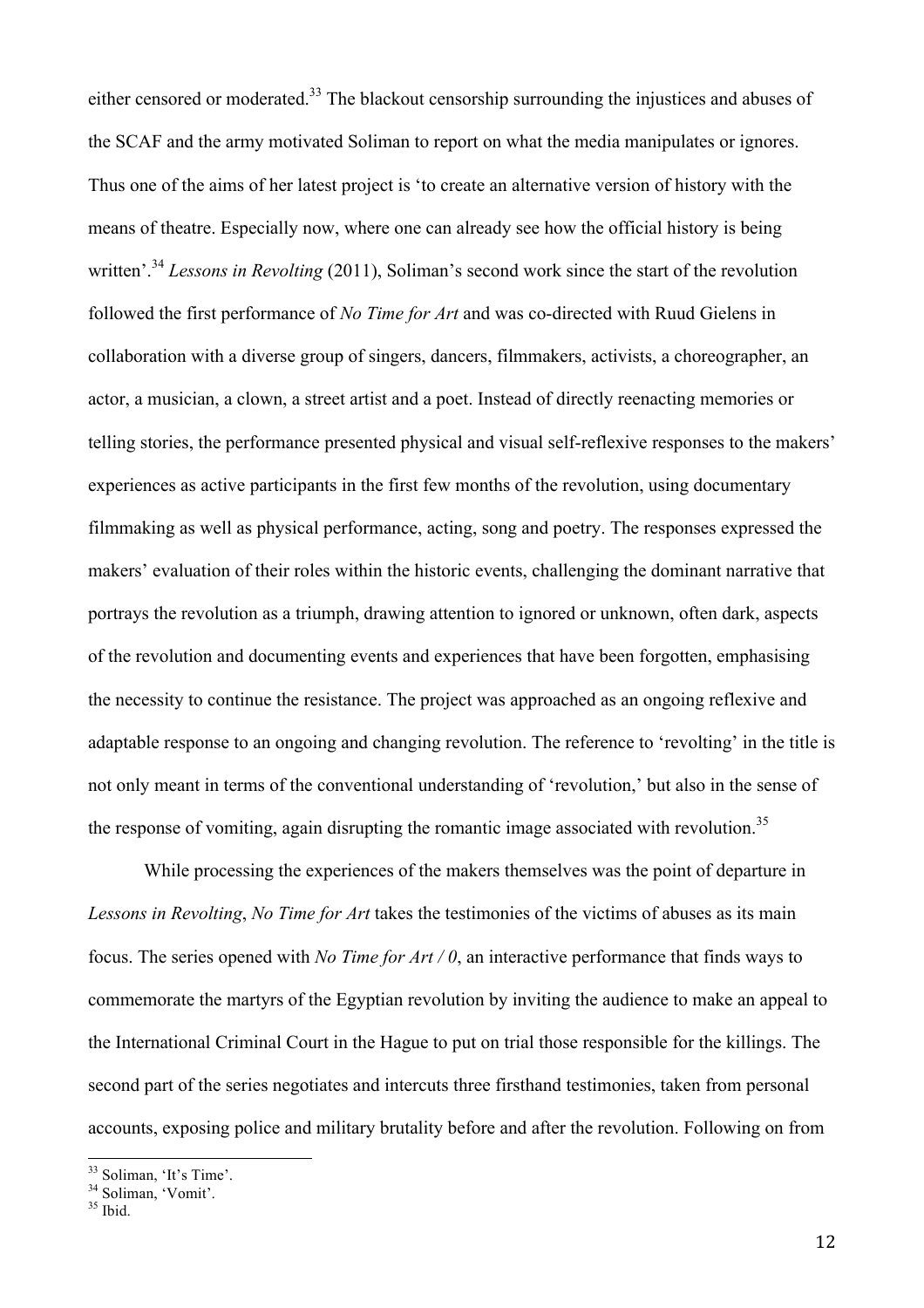either censored or moderated.[33] The blackout censorship surrounding the injustices and abuses of the SCAF and the army motivated Soliman to report on what the media manipulates or ignores. Thus one of the aims of her latest project is 'to create an alternative version of history with the means of theatre. Especially now, where one can already see how the official history is being written'.[34] *Lessons in Revolting* (2011), Soliman's second work since the start of the revolution followed the first performance of *No Time for Art* and was co-directed with Ruud Gielens in collaboration with a diverse group of singers, dancers, filmmakers, activists, a choreographer, an actor, a musician, a clown, a street artist and a poet. Instead of directly reenacting memories or telling stories, the performance presented physical and visual self-reflexive responses to the makers' experiences as active participants in the first few months of the revolution, using documentary filmmaking as well as physical performance, acting, song and poetry. The responses expressed the makers' evaluation of their roles within the historic events, challenging the dominant narrative that portrays the revolution as a triumph, drawing attention to ignored or unknown, often dark, aspects of the revolution and documenting events and experiences that have been forgotten, emphasising the necessity to continue the resistance. The project was approached as an ongoing reflexive and adaptable response to an ongoing and changing revolution. The reference to 'revolting' in the title is not only meant in terms of the conventional understanding of 'revolution,' but also in the sense of the response of vomiting, again disrupting the romantic image associated with revolution.[35]

While processing the experiences of the makers themselves was the point of departure in *Lessons in Revolting*, *No Time for Art* takes the testimonies of the victims of abuses as its main focus. The series opened with *No Time for Art / 0*, an interactive performance that finds ways to commemorate the martyrs of the Egyptian revolution by inviting the audience to make an appeal to the International Criminal Court in the Hague to put on trial those responsible for the killings. The second part of the series negotiates and intercuts three firsthand testimonies, taken from personal accounts, exposing police and military brutality before and after the revolution. Following on from

---

[33] Soliman, 'It's Time'.
[34] Soliman, 'Vomit'.
[35] Ibid.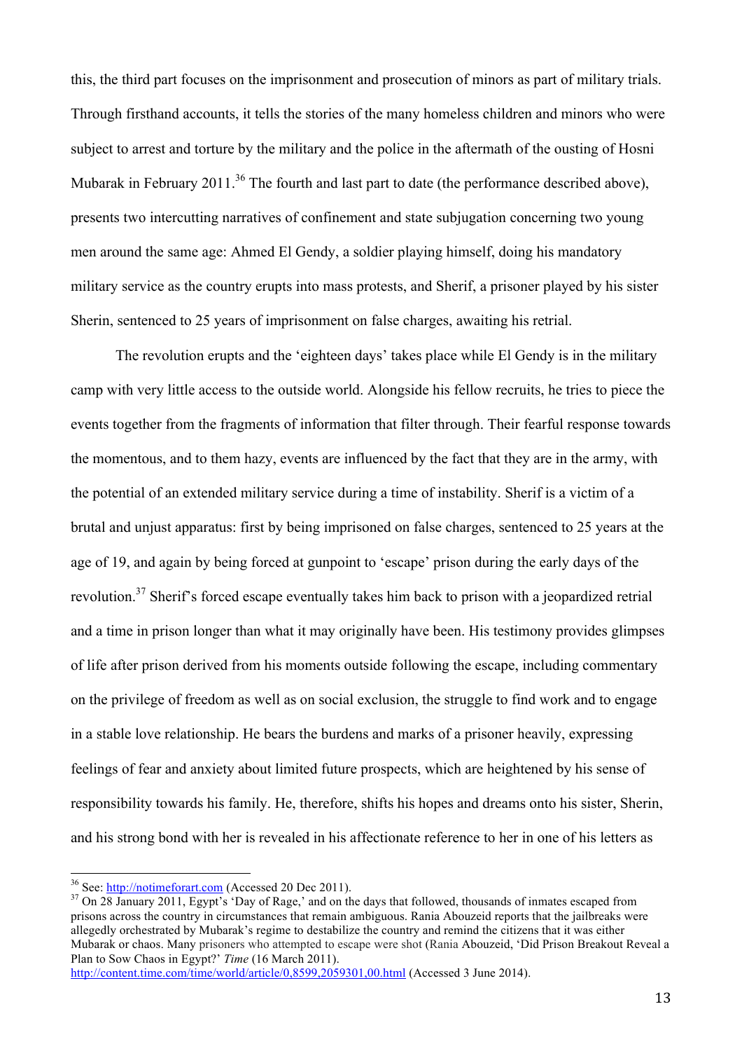this, the third part focuses on the imprisonment and prosecution of minors as part of military trials. Through firsthand accounts, it tells the stories of the many homeless children and minors who were subject to arrest and torture by the military and the police in the aftermath of the ousting of Hosni Mubarak in February 2011.[36] The fourth and last part to date (the performance described above), presents two intercutting narratives of confinement and state subjugation concerning two young men around the same age: Ahmed El Gendy, a soldier playing himself, doing his mandatory military service as the country erupts into mass protests, and Sherif, a prisoner played by his sister Sherin, sentenced to 25 years of imprisonment on false charges, awaiting his retrial.

The revolution erupts and the 'eighteen days' takes place while El Gendy is in the military camp with very little access to the outside world. Alongside his fellow recruits, he tries to piece the events together from the fragments of information that filter through. Their fearful response towards the momentous, and to them hazy, events are influenced by the fact that they are in the army, with the potential of an extended military service during a time of instability. Sherif is a victim of a brutal and unjust apparatus: first by being imprisoned on false charges, sentenced to 25 years at the age of 19, and again by being forced at gunpoint to 'escape' prison during the early days of the revolution.[37] Sherif's forced escape eventually takes him back to prison with a jeopardized retrial and a time in prison longer than what it may originally have been. His testimony provides glimpses of life after prison derived from his moments outside following the escape, including commentary on the privilege of freedom as well as on social exclusion, the struggle to find work and to engage in a stable love relationship. He bears the burdens and marks of a prisoner heavily, expressing feelings of fear and anxiety about limited future prospects, which are heightened by his sense of responsibility towards his family. He, therefore, shifts his hopes and dreams onto his sister, Sherin, and his strong bond with her is revealed in his affectionate reference to her in one of his letters as

---

[36] See: http://notimeforart.com (Accessed 20 Dec 2011).

[37] On 28 January 2011, Egypt's 'Day of Rage,' and on the days that followed, thousands of inmates escaped from prisons across the country in circumstances that remain ambiguous. Rania Abouzeid reports that the jailbreaks were allegedly orchestrated by Mubarak's regime to destabilize the country and remind the citizens that it was either Mubarak or chaos. Many prisoners who attempted to escape were shot (Rania Abouzeid, 'Did Prison Breakout Reveal a Plan to Sow Chaos in Egypt?' *Time* (16 March 2011). http://content.time.com/time/world/article/0,8599,2059301,00.html (Accessed 3 June 2014).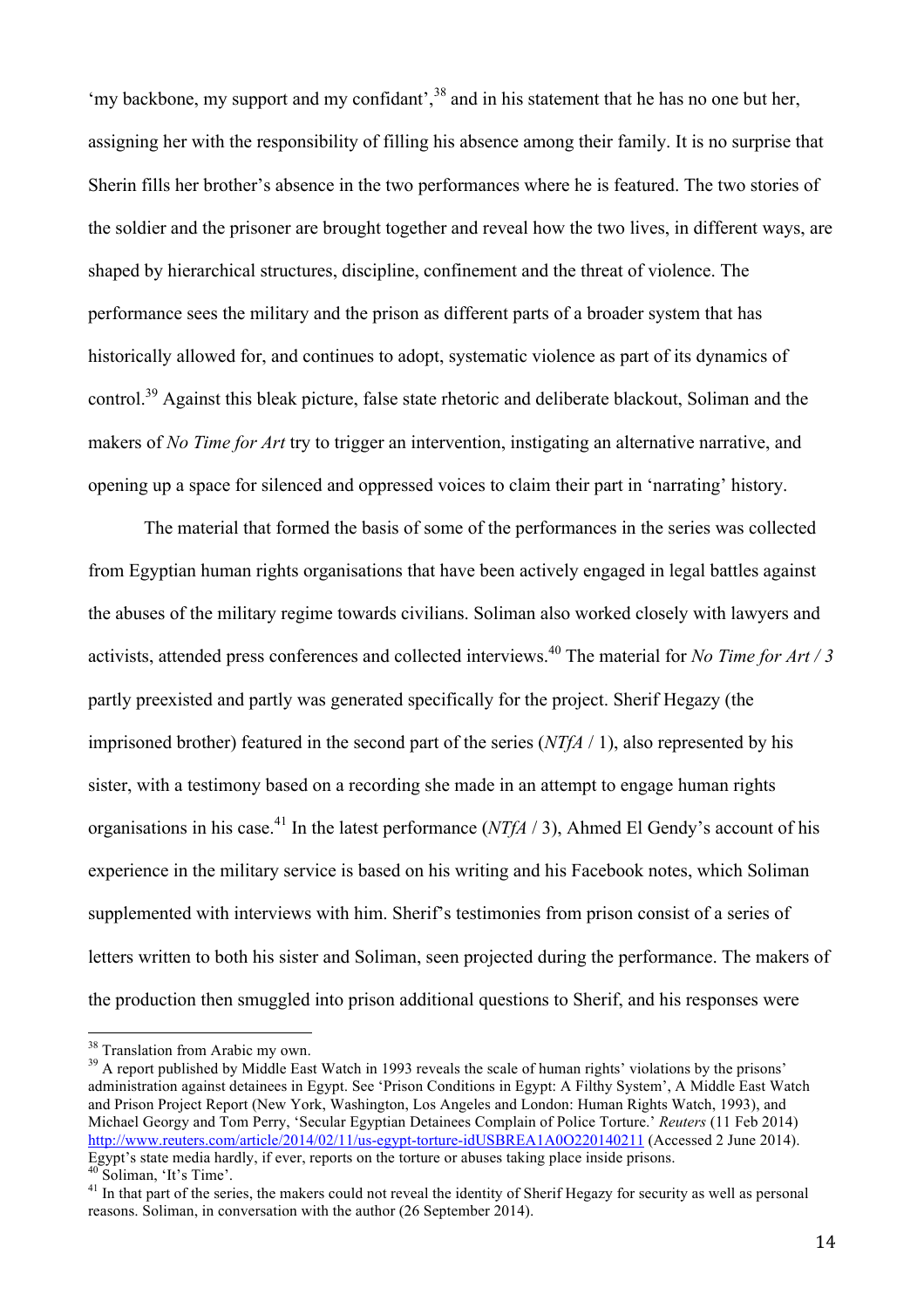'my backbone, my support and my confidant',[38] and in his statement that he has no one but her, assigning her with the responsibility of filling his absence among their family. It is no surprise that Sherin fills her brother's absence in the two performances where he is featured. The two stories of the soldier and the prisoner are brought together and reveal how the two lives, in different ways, are shaped by hierarchical structures, discipline, confinement and the threat of violence. The performance sees the military and the prison as different parts of a broader system that has historically allowed for, and continues to adopt, systematic violence as part of its dynamics of control.[39] Against this bleak picture, false state rhetoric and deliberate blackout, Soliman and the makers of *No Time for Art* try to trigger an intervention, instigating an alternative narrative, and opening up a space for silenced and oppressed voices to claim their part in 'narrating' history.

The material that formed the basis of some of the performances in the series was collected from Egyptian human rights organisations that have been actively engaged in legal battles against the abuses of the military regime towards civilians. Soliman also worked closely with lawyers and activists, attended press conferences and collected interviews.[40] The material for *No Time for Art / 3* partly preexisted and partly was generated specifically for the project. Sherif Hegazy (the imprisoned brother) featured in the second part of the series (*NTfA* / 1), also represented by his sister, with a testimony based on a recording she made in an attempt to engage human rights organisations in his case.[41] In the latest performance (*NTfA* / 3), Ahmed El Gendy's account of his experience in the military service is based on his writing and his Facebook notes, which Soliman supplemented with interviews with him. Sherif's testimonies from prison consist of a series of letters written to both his sister and Soliman, seen projected during the performance. The makers of the production then smuggled into prison additional questions to Sherif, and his responses were

---

[38] Translation from Arabic my own.

[39] A report published by Middle East Watch in 1993 reveals the scale of human rights' violations by the prisons' administration against detainees in Egypt. See 'Prison Conditions in Egypt: A Filthy System', A Middle East Watch and Prison Project Report (New York, Washington, Los Angeles and London: Human Rights Watch, 1993), and Michael Georgy and Tom Perry, 'Secular Egyptian Detainees Complain of Police Torture.' *Reuters* (11 Feb 2014) http://www.reuters.com/article/2014/02/11/us-egypt-torture-idUSBREA1A0O220140211 (Accessed 2 June 2014). Egypt's state media hardly, if ever, reports on the torture or abuses taking place inside prisons.

[40] Soliman, 'It's Time'.

[41] In that part of the series, the makers could not reveal the identity of Sherif Hegazy for security as well as personal reasons. Soliman, in conversation with the author (26 September 2014).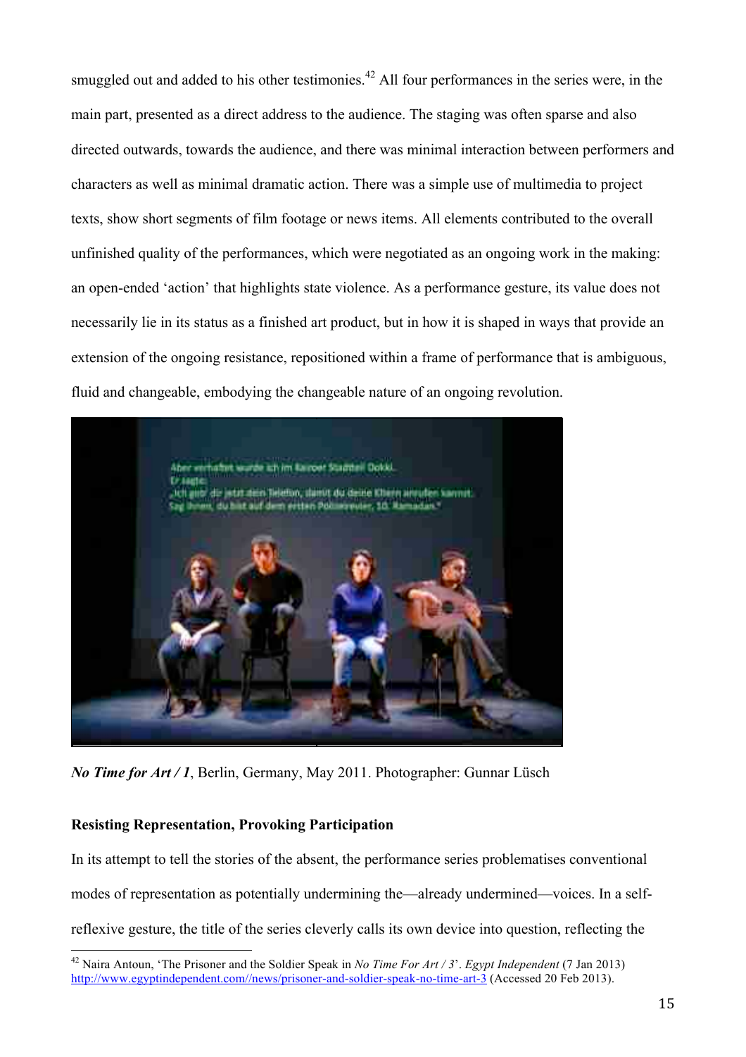smuggled out and added to his other testimonies.[42] All four performances in the series were, in the main part, presented as a direct address to the audience. The staging was often sparse and also directed outwards, towards the audience, and there was minimal interaction between performers and characters as well as minimal dramatic action. There was a simple use of multimedia to project texts, show short segments of film footage or news items. All elements contributed to the overall unfinished quality of the performances, which were negotiated as an ongoing work in the making: an open-ended 'action' that highlights state violence. As a performance gesture, its value does not necessarily lie in its status as a finished art product, but in how it is shaped in ways that provide an extension of the ongoing resistance, repositioned within a frame of performance that is ambiguous, fluid and changeable, embodying the changeable nature of an ongoing revolution.

***No Time for Art / 1***, Berlin, Germany, May 2011. Photographer: Gunnar Lüsch

**Resisting Representation, Provoking Participation**

In its attempt to tell the stories of the absent, the performance series problematises conventional modes of representation as potentially undermining the—already undermined—voices. In a self-reflexive gesture, the title of the series cleverly calls its own device into question, reflecting the

[42] Naira Antoun, 'The Prisoner and the Soldier Speak in *No Time For Art / 3*'. *Egypt Independent* (7 Jan 2013) http://www.egyptindependent.com//news/prisoner-and-soldier-speak-no-time-art-3 (Accessed 20 Feb 2013).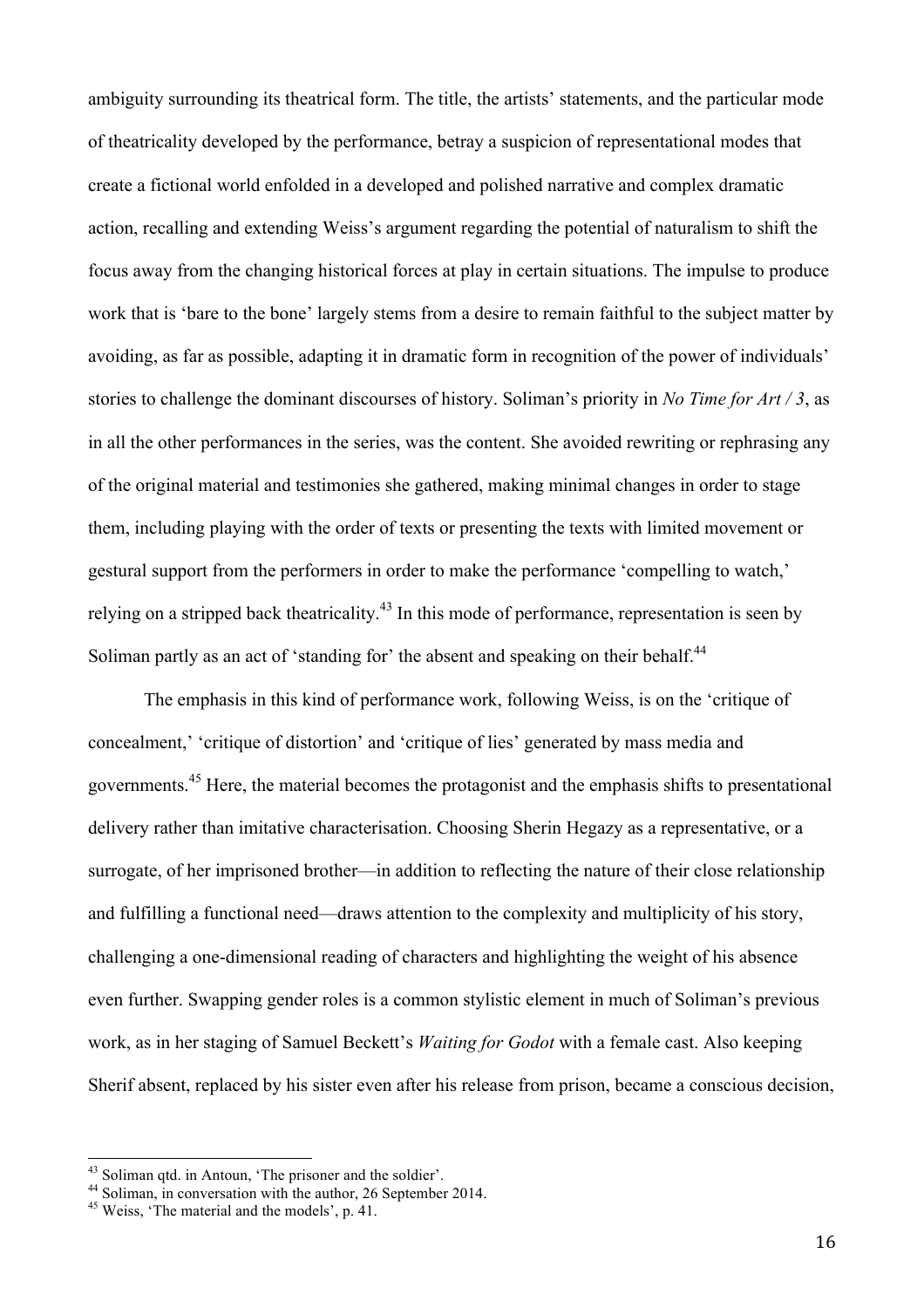ambiguity surrounding its theatrical form. The title, the artists' statements, and the particular mode of theatricality developed by the performance, betray a suspicion of representational modes that create a fictional world enfolded in a developed and polished narrative and complex dramatic action, recalling and extending Weiss's argument regarding the potential of naturalism to shift the focus away from the changing historical forces at play in certain situations. The impulse to produce work that is 'bare to the bone' largely stems from a desire to remain faithful to the subject matter by avoiding, as far as possible, adapting it in dramatic form in recognition of the power of individuals' stories to challenge the dominant discourses of history. Soliman's priority in *No Time for Art / 3*, as in all the other performances in the series, was the content. She avoided rewriting or rephrasing any of the original material and testimonies she gathered, making minimal changes in order to stage them, including playing with the order of texts or presenting the texts with limited movement or gestural support from the performers in order to make the performance 'compelling to watch,' relying on a stripped back theatricality.[43] In this mode of performance, representation is seen by Soliman partly as an act of 'standing for' the absent and speaking on their behalf.[44]

The emphasis in this kind of performance work, following Weiss, is on the 'critique of concealment,' 'critique of distortion' and 'critique of lies' generated by mass media and governments.[45] Here, the material becomes the protagonist and the emphasis shifts to presentational delivery rather than imitative characterisation. Choosing Sherin Hegazy as a representative, or a surrogate, of her imprisoned brother—in addition to reflecting the nature of their close relationship and fulfilling a functional need—draws attention to the complexity and multiplicity of his story, challenging a one-dimensional reading of characters and highlighting the weight of his absence even further. Swapping gender roles is a common stylistic element in much of Soliman's previous work, as in her staging of Samuel Beckett's *Waiting for Godot* with a female cast. Also keeping Sherif absent, replaced by his sister even after his release from prison, became a conscious decision,

[43] Soliman qtd. in Antoun, 'The prisoner and the soldier'.
[44] Soliman, in conversation with the author, 26 September 2014.
[45] Weiss, 'The material and the models', p. 41.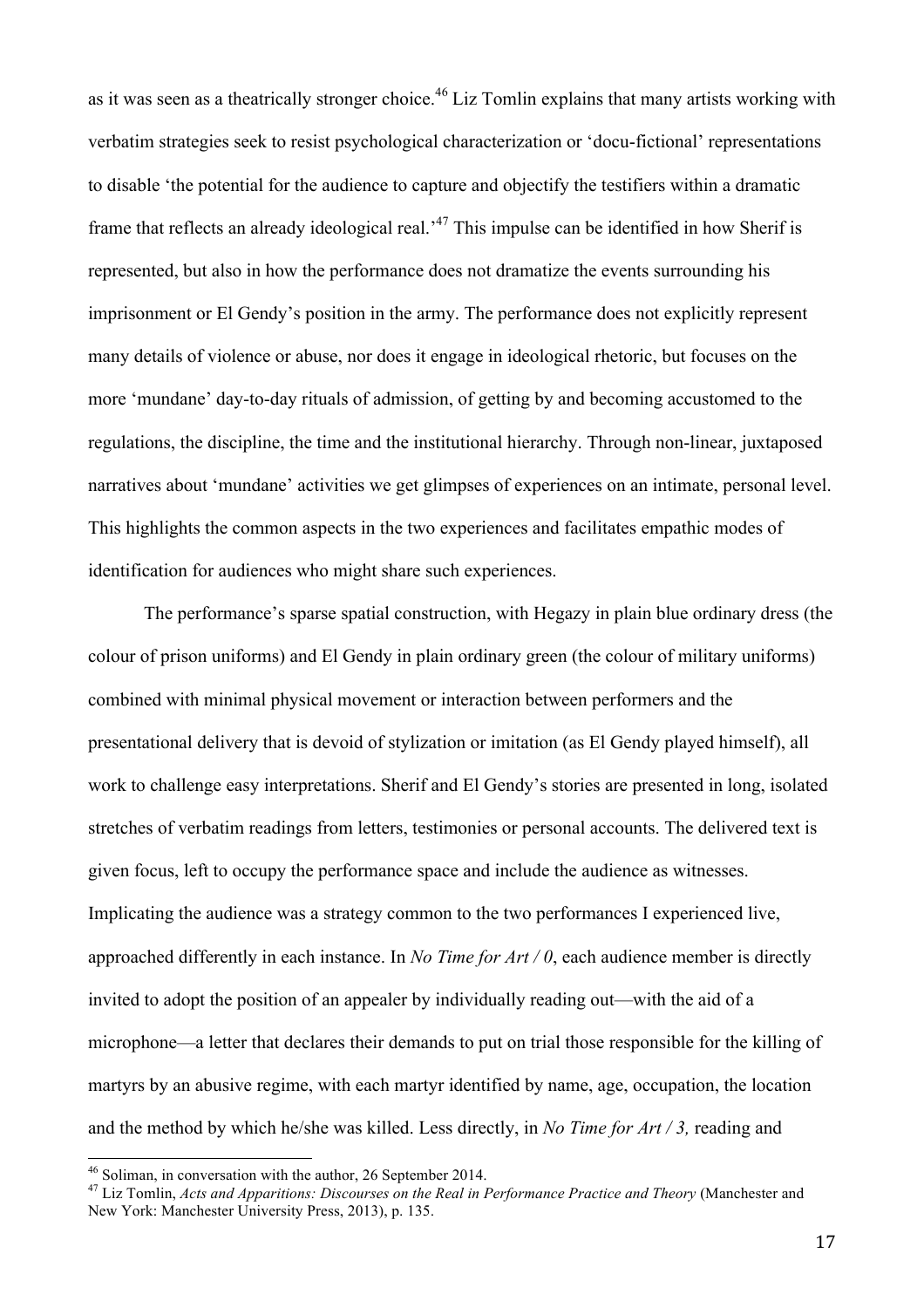as it was seen as a theatrically stronger choice.[46] Liz Tomlin explains that many artists working with verbatim strategies seek to resist psychological characterization or 'docu-fictional' representations to disable 'the potential for the audience to capture and objectify the testifiers within a dramatic frame that reflects an already ideological real.'[47] This impulse can be identified in how Sherif is represented, but also in how the performance does not dramatize the events surrounding his imprisonment or El Gendy's position in the army. The performance does not explicitly represent many details of violence or abuse, nor does it engage in ideological rhetoric, but focuses on the more 'mundane' day-to-day rituals of admission, of getting by and becoming accustomed to the regulations, the discipline, the time and the institutional hierarchy. Through non-linear, juxtaposed narratives about 'mundane' activities we get glimpses of experiences on an intimate, personal level. This highlights the common aspects in the two experiences and facilitates empathic modes of identification for audiences who might share such experiences.

The performance's sparse spatial construction, with Hegazy in plain blue ordinary dress (the colour of prison uniforms) and El Gendy in plain ordinary green (the colour of military uniforms) combined with minimal physical movement or interaction between performers and the presentational delivery that is devoid of stylization or imitation (as El Gendy played himself), all work to challenge easy interpretations. Sherif and El Gendy's stories are presented in long, isolated stretches of verbatim readings from letters, testimonies or personal accounts. The delivered text is given focus, left to occupy the performance space and include the audience as witnesses. Implicating the audience was a strategy common to the two performances I experienced live, approached differently in each instance. In *No Time for Art / 0*, each audience member is directly invited to adopt the position of an appealer by individually reading out—with the aid of a microphone—a letter that declares their demands to put on trial those responsible for the killing of martyrs by an abusive regime, with each martyr identified by name, age, occupation, the location and the method by which he/she was killed. Less directly, in *No Time for Art / 3,* reading and

---

[46] Soliman, in conversation with the author, 26 September 2014.

[47] Liz Tomlin, *Acts and Apparitions: Discourses on the Real in Performance Practice and Theory* (Manchester and New York: Manchester University Press, 2013), p. 135.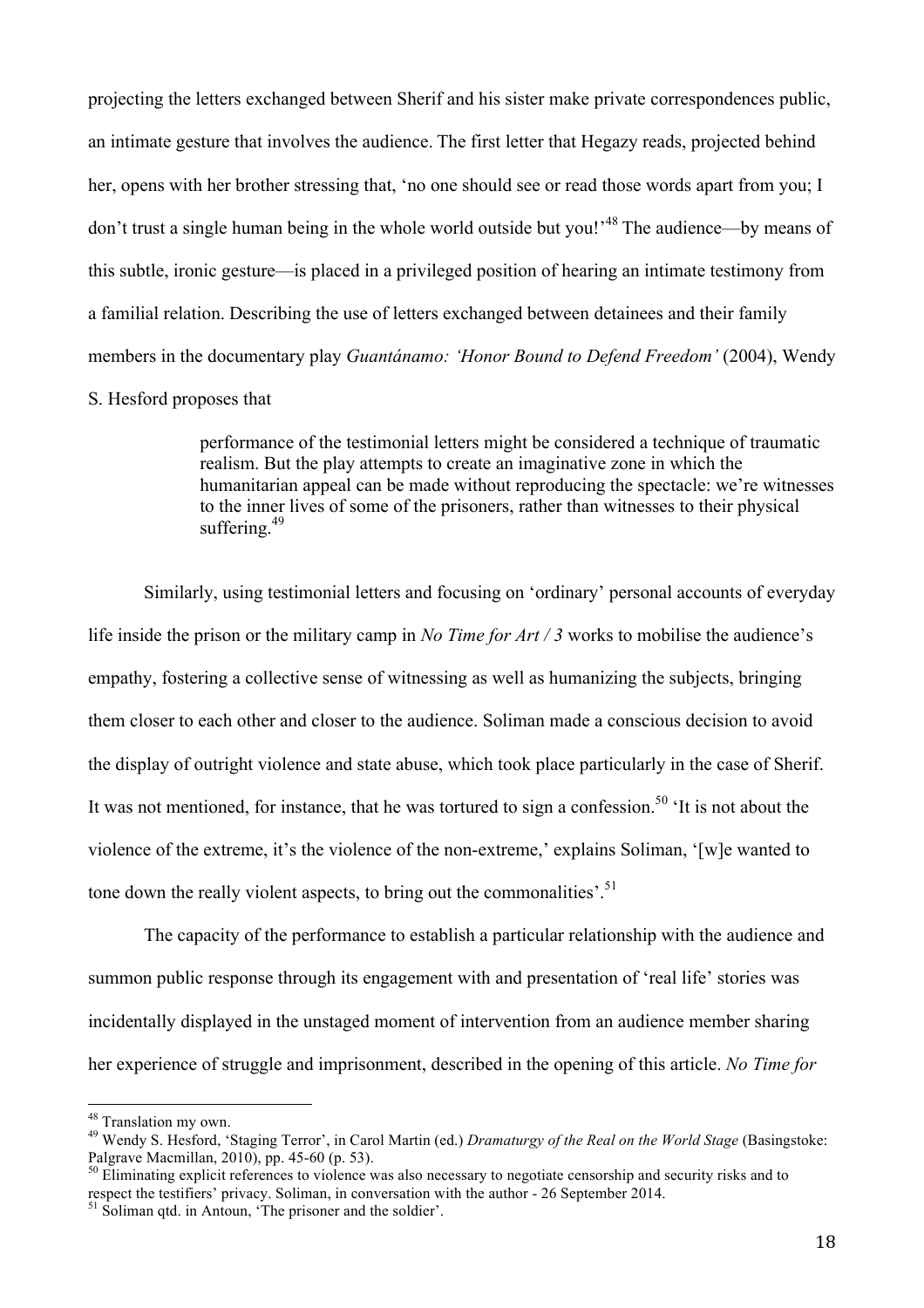projecting the letters exchanged between Sherif and his sister make private correspondences public, an intimate gesture that involves the audience. The first letter that Hegazy reads, projected behind her, opens with her brother stressing that, 'no one should see or read those words apart from you; I don't trust a single human being in the whole world outside but you!'[48] The audience—by means of this subtle, ironic gesture—is placed in a privileged position of hearing an intimate testimony from a familial relation. Describing the use of letters exchanged between detainees and their family members in the documentary play *Guantánamo: 'Honor Bound to Defend Freedom'* (2004), Wendy S. Hesford proposes that

> performance of the testimonial letters might be considered a technique of traumatic realism. But the play attempts to create an imaginative zone in which the humanitarian appeal can be made without reproducing the spectacle: we're witnesses to the inner lives of some of the prisoners, rather than witnesses to their physical suffering.[49]

Similarly, using testimonial letters and focusing on 'ordinary' personal accounts of everyday life inside the prison or the military camp in *No Time for Art / 3* works to mobilise the audience's empathy, fostering a collective sense of witnessing as well as humanizing the subjects, bringing them closer to each other and closer to the audience. Soliman made a conscious decision to avoid the display of outright violence and state abuse, which took place particularly in the case of Sherif. It was not mentioned, for instance, that he was tortured to sign a confession.[50] 'It is not about the violence of the extreme, it's the violence of the non-extreme,' explains Soliman, '[w]e wanted to tone down the really violent aspects, to bring out the commonalities'.[51]

The capacity of the performance to establish a particular relationship with the audience and summon public response through its engagement with and presentation of 'real life' stories was incidentally displayed in the unstaged moment of intervention from an audience member sharing her experience of struggle and imprisonment, described in the opening of this article. *No Time for*

---

[48] Translation my own.

[49] Wendy S. Hesford, 'Staging Terror', in Carol Martin (ed.) *Dramaturgy of the Real on the World Stage* (Basingstoke: Palgrave Macmillan, 2010), pp. 45-60 (p. 53).

[50] Eliminating explicit references to violence was also necessary to negotiate censorship and security risks and to respect the testifiers' privacy. Soliman, in conversation with the author - 26 September 2014.

[51] Soliman qtd. in Antoun, 'The prisoner and the soldier'.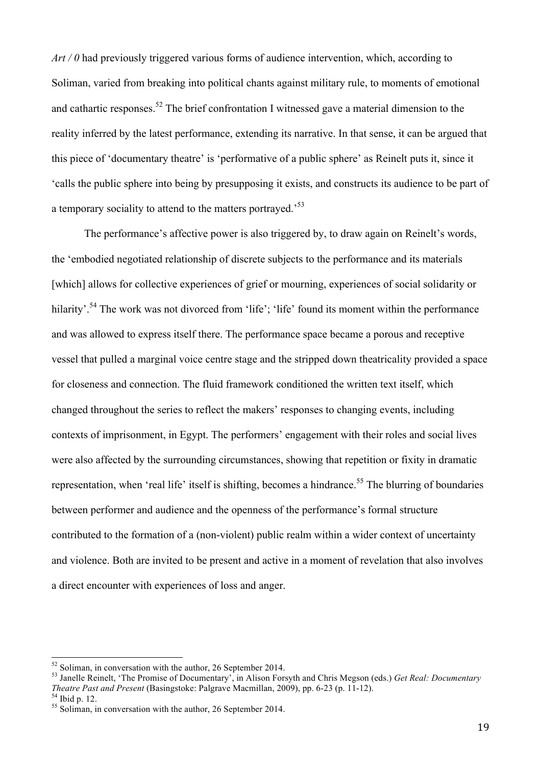*Art / 0* had previously triggered various forms of audience intervention, which, according to Soliman, varied from breaking into political chants against military rule, to moments of emotional and cathartic responses.[52] The brief confrontation I witnessed gave a material dimension to the reality inferred by the latest performance, extending its narrative. In that sense, it can be argued that this piece of 'documentary theatre' is 'performative of a public sphere' as Reinelt puts it, since it 'calls the public sphere into being by presupposing it exists, and constructs its audience to be part of a temporary sociality to attend to the matters portrayed.'[53]

The performance's affective power is also triggered by, to draw again on Reinelt's words, the 'embodied negotiated relationship of discrete subjects to the performance and its materials [which] allows for collective experiences of grief or mourning, experiences of social solidarity or hilarity'.[54] The work was not divorced from 'life'; 'life' found its moment within the performance and was allowed to express itself there. The performance space became a porous and receptive vessel that pulled a marginal voice centre stage and the stripped down theatricality provided a space for closeness and connection. The fluid framework conditioned the written text itself, which changed throughout the series to reflect the makers' responses to changing events, including contexts of imprisonment, in Egypt. The performers' engagement with their roles and social lives were also affected by the surrounding circumstances, showing that repetition or fixity in dramatic representation, when 'real life' itself is shifting, becomes a hindrance.[55] The blurring of boundaries between performer and audience and the openness of the performance's formal structure contributed to the formation of a (non-violent) public realm within a wider context of uncertainty and violence. Both are invited to be present and active in a moment of revelation that also involves a direct encounter with experiences of loss and anger.

---

[52] Soliman, in conversation with the author, 26 September 2014.

[53] Janelle Reinelt, 'The Promise of Documentary', in Alison Forsyth and Chris Megson (eds.) *Get Real: Documentary Theatre Past and Present* (Basingstoke: Palgrave Macmillan, 2009), pp. 6-23 (p. 11-12).

[54] Ibid p. 12.

[55] Soliman, in conversation with the author, 26 September 2014.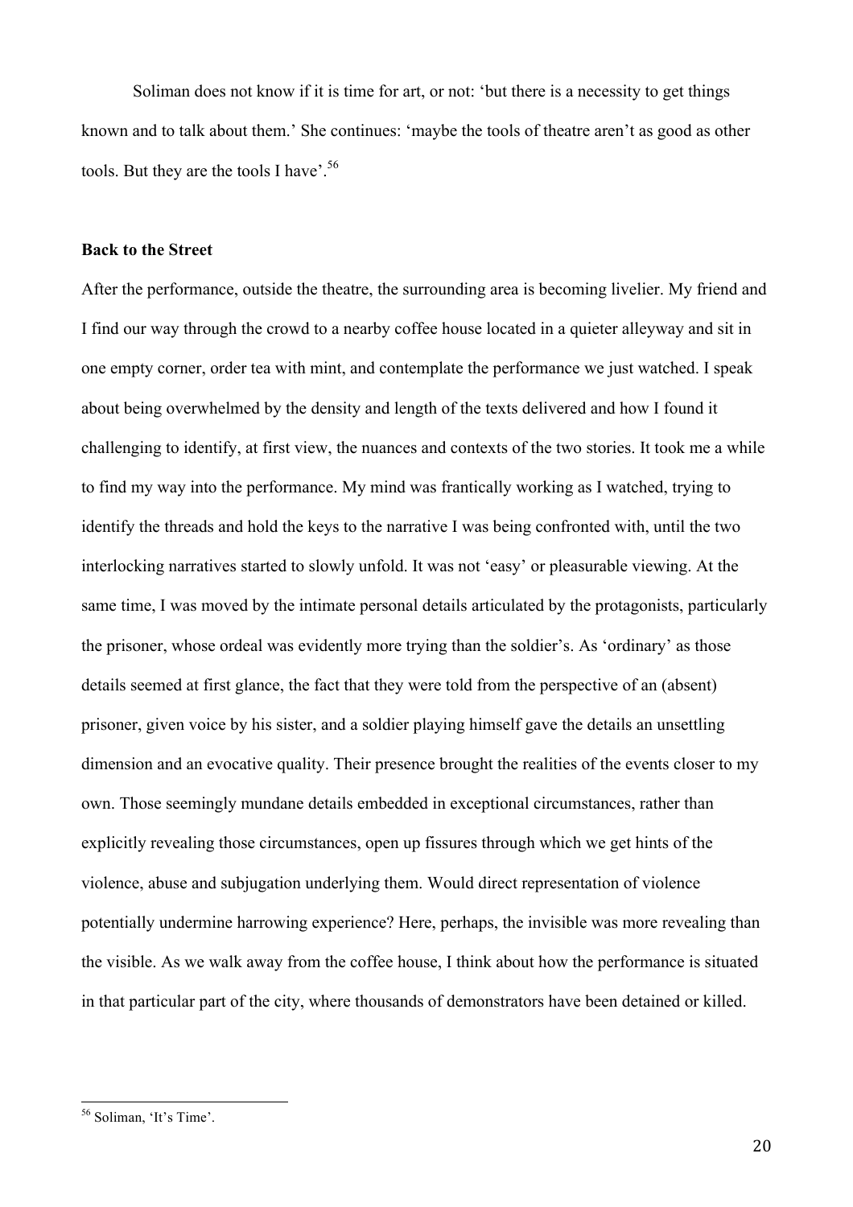Soliman does not know if it is time for art, or not: 'but there is a necessity to get things known and to talk about them.' She continues: 'maybe the tools of theatre aren't as good as other tools. But they are the tools I have'.[56]

**Back to the Street**

After the performance, outside the theatre, the surrounding area is becoming livelier. My friend and I find our way through the crowd to a nearby coffee house located in a quieter alleyway and sit in one empty corner, order tea with mint, and contemplate the performance we just watched. I speak about being overwhelmed by the density and length of the texts delivered and how I found it challenging to identify, at first view, the nuances and contexts of the two stories. It took me a while to find my way into the performance. My mind was frantically working as I watched, trying to identify the threads and hold the keys to the narrative I was being confronted with, until the two interlocking narratives started to slowly unfold. It was not 'easy' or pleasurable viewing. At the same time, I was moved by the intimate personal details articulated by the protagonists, particularly the prisoner, whose ordeal was evidently more trying than the soldier's. As 'ordinary' as those details seemed at first glance, the fact that they were told from the perspective of an (absent) prisoner, given voice by his sister, and a soldier playing himself gave the details an unsettling dimension and an evocative quality. Their presence brought the realities of the events closer to my own. Those seemingly mundane details embedded in exceptional circumstances, rather than explicitly revealing those circumstances, open up fissures through which we get hints of the violence, abuse and subjugation underlying them. Would direct representation of violence potentially undermine harrowing experience? Here, perhaps, the invisible was more revealing than the visible. As we walk away from the coffee house, I think about how the performance is situated in that particular part of the city, where thousands of demonstrators have been detained or killed.

[56] Soliman, 'It's Time'.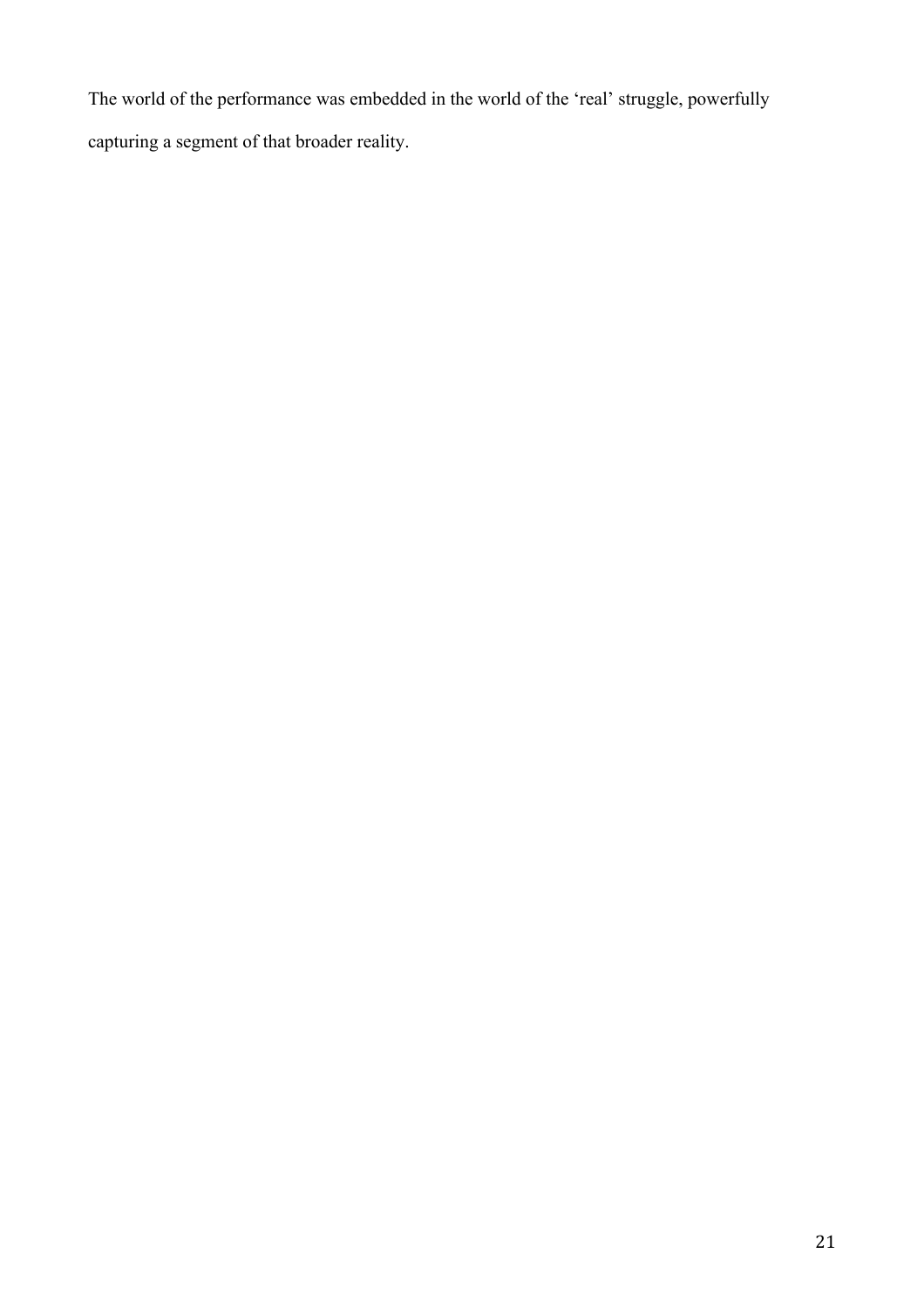The world of the performance was embedded in the world of the 'real' struggle, powerfully capturing a segment of that broader reality.